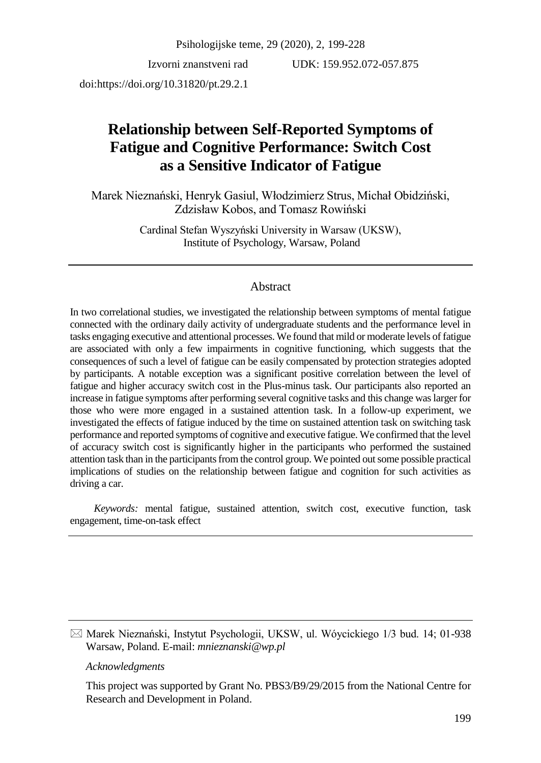Izvorni znanstveni rad UDK: 159.952.072-057.875

doi:https://doi.org/10.31820/pt.29.2.1

# Relationship between Self-Reported Symptoms of Fatigue and Cognitive Performance: Switch Cost as a Sensitive Indicator of Fatigue

Marek Nieznański, Henryk Gasiul, Włodzimierz Strus, Michał Obidziński, Zdzisław Kobos, and Tomasz Rowiński

Cardinal Stefan Wyszyński University in Warsaw (UKSW), Institute of Psychology, Warsaw, Poland

## Abstract

In two correlational studies, we investigated the relationship between symptoms of mental fatigue connected with the ordinary daily activity of undergraduate students and the performance level in tasks engaging executive and attentional processes. We found that mild or moderate levels of fatigue are associated with only a few impairments in cognitive functioning, which suggests that the consequences of such a level of fatigue can be easily compensated by protection strategies adopted by participants. A notable exception was a significant positive correlation between the level of fatigue and higher accuracy switch cost in the Plus-minus task. Our participants also reported an increase in fatigue symptoms after performing several cognitive tasks and this change was larger for those who were more engaged in a sustained attention task. In a follow-up experiment, we investigated the effects of fatigue induced by the time on sustained attention task on switching task performance and reported symptoms of cognitive and executive fatigue. We confirmed that the level of accuracy switch cost is significantly higher in the participants who performed the sustained attention task than in the participants from the control group. We pointed out some possible practical implications of studies on the relationship between fatigue and cognition for such activities as driving a car.

*Keywords:* mental fatigue, sustained attention, switch cost, executive function, task engagement, time-on-task effect

---

✉ Marek Nieznański, Instytut Psychologii, UKSW, ul. Wóycickiego 1/3 bud. 14; 01-938 Warsaw, Poland. E-mail: *mnieznanski@wp.pl*

*Acknowledgments*

This project was supported by Grant No. PBS3/B9/29/2015 from the National Centre for Research and Development in Poland.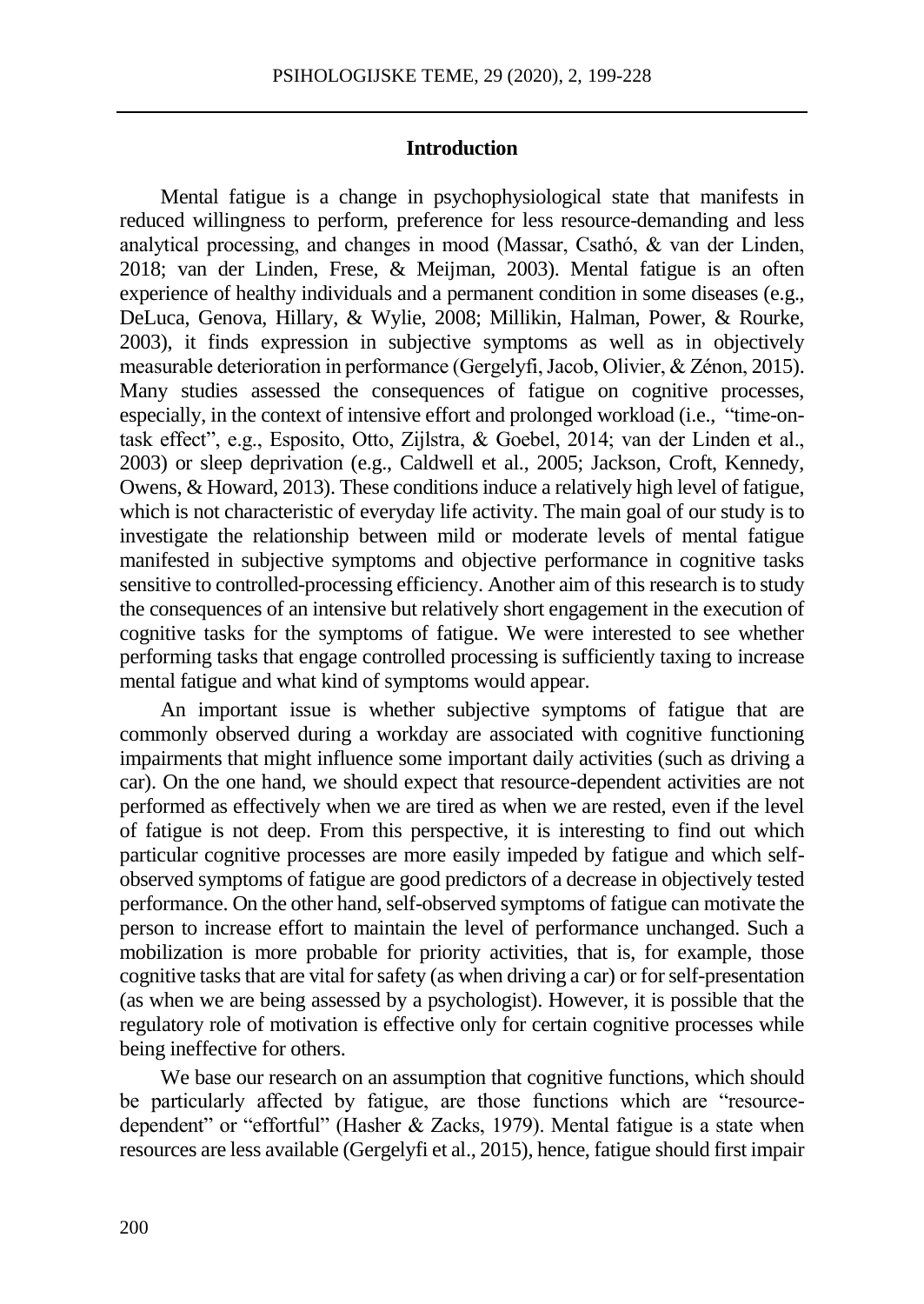## Introduction

Mental fatigue is a change in psychophysiological state that manifests in reduced willingness to perform, preference for less resource-demanding and less analytical processing, and changes in mood (Massar, Csathó, & van der Linden, 2018; van der Linden, Frese, & Meijman, 2003). Mental fatigue is an often experience of healthy individuals and a permanent condition in some diseases (e.g., DeLuca, Genova, Hillary, & Wylie, 2008; Millikin, Halman, Power, & Rourke, 2003), it finds expression in subjective symptoms as well as in objectively measurable deterioration in performance (Gergelyfi, Jacob, Olivier, & Zénon, 2015). Many studies assessed the consequences of fatigue on cognitive processes, especially, in the context of intensive effort and prolonged workload (i.e., "time-on-task effect", e.g., Esposito, Otto, Zijlstra, & Goebel, 2014; van der Linden et al., 2003) or sleep deprivation (e.g., Caldwell et al., 2005; Jackson, Croft, Kennedy, Owens, & Howard, 2013). These conditions induce a relatively high level of fatigue, which is not characteristic of everyday life activity. The main goal of our study is to investigate the relationship between mild or moderate levels of mental fatigue manifested in subjective symptoms and objective performance in cognitive tasks sensitive to controlled-processing efficiency. Another aim of this research is to study the consequences of an intensive but relatively short engagement in the execution of cognitive tasks for the symptoms of fatigue. We were interested to see whether performing tasks that engage controlled processing is sufficiently taxing to increase mental fatigue and what kind of symptoms would appear.

An important issue is whether subjective symptoms of fatigue that are commonly observed during a workday are associated with cognitive functioning impairments that might influence some important daily activities (such as driving a car). On the one hand, we should expect that resource-dependent activities are not performed as effectively when we are tired as when we are rested, even if the level of fatigue is not deep. From this perspective, it is interesting to find out which particular cognitive processes are more easily impeded by fatigue and which self-observed symptoms of fatigue are good predictors of a decrease in objectively tested performance. On the other hand, self-observed symptoms of fatigue can motivate the person to increase effort to maintain the level of performance unchanged. Such a mobilization is more probable for priority activities, that is, for example, those cognitive tasks that are vital for safety (as when driving a car) or for self-presentation (as when we are being assessed by a psychologist). However, it is possible that the regulatory role of motivation is effective only for certain cognitive processes while being ineffective for others.

We base our research on an assumption that cognitive functions, which should be particularly affected by fatigue, are those functions which are "resource-dependent" or "effortful" (Hasher & Zacks, 1979). Mental fatigue is a state when resources are less available (Gergelyfi et al., 2015), hence, fatigue should first impair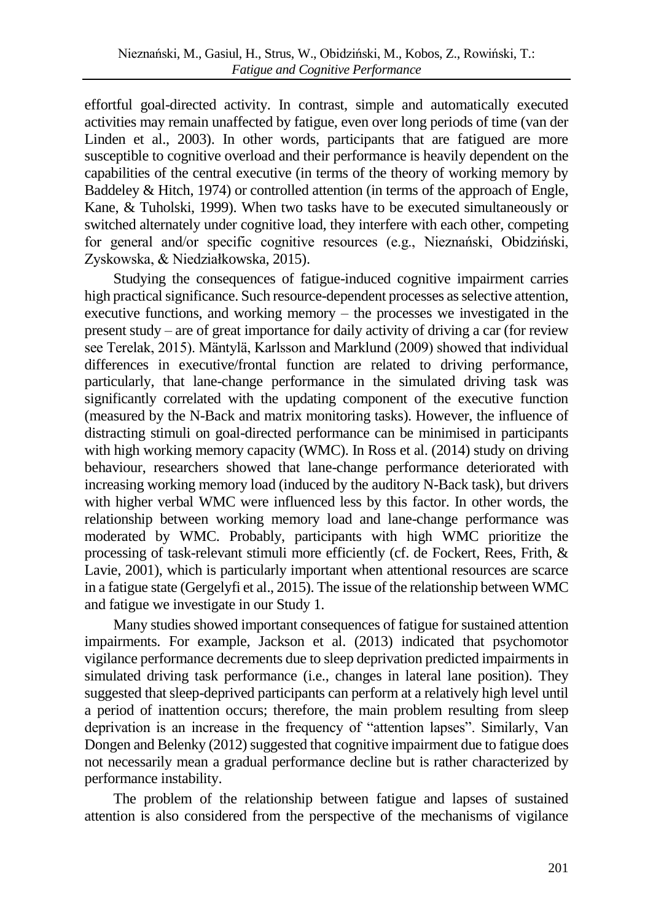effortful goal-directed activity. In contrast, simple and automatically executed activities may remain unaffected by fatigue, even over long periods of time (van der Linden et al., 2003). In other words, participants that are fatigued are more susceptible to cognitive overload and their performance is heavily dependent on the capabilities of the central executive (in terms of the theory of working memory by Baddeley & Hitch, 1974) or controlled attention (in terms of the approach of Engle, Kane, & Tuholski, 1999). When two tasks have to be executed simultaneously or switched alternately under cognitive load, they interfere with each other, competing for general and/or specific cognitive resources (e.g., Nieznański, Obidziński, Zyskowska, & Niedziałkowska, 2015).

Studying the consequences of fatigue-induced cognitive impairment carries high practical significance. Such resource-dependent processes as selective attention, executive functions, and working memory – the processes we investigated in the present study – are of great importance for daily activity of driving a car (for review see Terelak, 2015). Mäntylä, Karlsson and Marklund (2009) showed that individual differences in executive/frontal function are related to driving performance, particularly, that lane-change performance in the simulated driving task was significantly correlated with the updating component of the executive function (measured by the N-Back and matrix monitoring tasks). However, the influence of distracting stimuli on goal-directed performance can be minimised in participants with high working memory capacity (WMC). In Ross et al. (2014) study on driving behaviour, researchers showed that lane-change performance deteriorated with increasing working memory load (induced by the auditory N-Back task), but drivers with higher verbal WMC were influenced less by this factor. In other words, the relationship between working memory load and lane-change performance was moderated by WMC. Probably, participants with high WMC prioritize the processing of task-relevant stimuli more efficiently (cf. de Fockert, Rees, Frith, & Lavie, 2001), which is particularly important when attentional resources are scarce in a fatigue state (Gergelyfi et al., 2015). The issue of the relationship between WMC and fatigue we investigate in our Study 1.

Many studies showed important consequences of fatigue for sustained attention impairments. For example, Jackson et al. (2013) indicated that psychomotor vigilance performance decrements due to sleep deprivation predicted impairments in simulated driving task performance (i.e., changes in lateral lane position). They suggested that sleep-deprived participants can perform at a relatively high level until a period of inattention occurs; therefore, the main problem resulting from sleep deprivation is an increase in the frequency of "attention lapses". Similarly, Van Dongen and Belenky (2012) suggested that cognitive impairment due to fatigue does not necessarily mean a gradual performance decline but is rather characterized by performance instability.

The problem of the relationship between fatigue and lapses of sustained attention is also considered from the perspective of the mechanisms of vigilance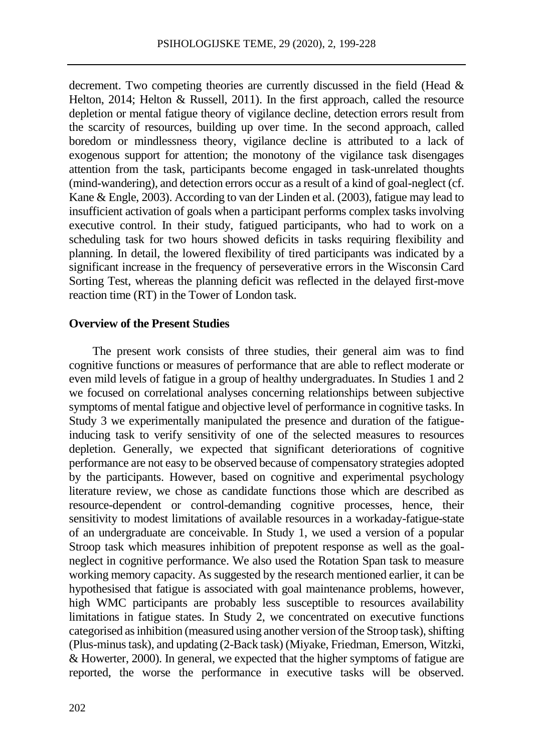decrement. Two competing theories are currently discussed in the field (Head & Helton, 2014; Helton & Russell, 2011). In the first approach, called the resource depletion or mental fatigue theory of vigilance decline, detection errors result from the scarcity of resources, building up over time. In the second approach, called boredom or mindlessness theory, vigilance decline is attributed to a lack of exogenous support for attention; the monotony of the vigilance task disengages attention from the task, participants become engaged in task-unrelated thoughts (mind-wandering), and detection errors occur as a result of a kind of goal-neglect (cf. Kane & Engle, 2003). According to van der Linden et al. (2003), fatigue may lead to insufficient activation of goals when a participant performs complex tasks involving executive control. In their study, fatigued participants, who had to work on a scheduling task for two hours showed deficits in tasks requiring flexibility and planning. In detail, the lowered flexibility of tired participants was indicated by a significant increase in the frequency of perseverative errors in the Wisconsin Card Sorting Test, whereas the planning deficit was reflected in the delayed first-move reaction time (RT) in the Tower of London task.

## Overview of the Present Studies

The present work consists of three studies, their general aim was to find cognitive functions or measures of performance that are able to reflect moderate or even mild levels of fatigue in a group of healthy undergraduates. In Studies 1 and 2 we focused on correlational analyses concerning relationships between subjective symptoms of mental fatigue and objective level of performance in cognitive tasks. In Study 3 we experimentally manipulated the presence and duration of the fatigue-inducing task to verify sensitivity of one of the selected measures to resources depletion. Generally, we expected that significant deteriorations of cognitive performance are not easy to be observed because of compensatory strategies adopted by the participants. However, based on cognitive and experimental psychology literature review, we chose as candidate functions those which are described as resource-dependent or control-demanding cognitive processes, hence, their sensitivity to modest limitations of available resources in a workaday-fatigue-state of an undergraduate are conceivable. In Study 1, we used a version of a popular Stroop task which measures inhibition of prepotent response as well as the goal-neglect in cognitive performance. We also used the Rotation Span task to measure working memory capacity. As suggested by the research mentioned earlier, it can be hypothesised that fatigue is associated with goal maintenance problems, however, high WMC participants are probably less susceptible to resources availability limitations in fatigue states. In Study 2, we concentrated on executive functions categorised as inhibition (measured using another version of the Stroop task), shifting (Plus-minus task), and updating (2-Back task) (Miyake, Friedman, Emerson, Witzki, & Howerter, 2000). In general, we expected that the higher symptoms of fatigue are reported, the worse the performance in executive tasks will be observed.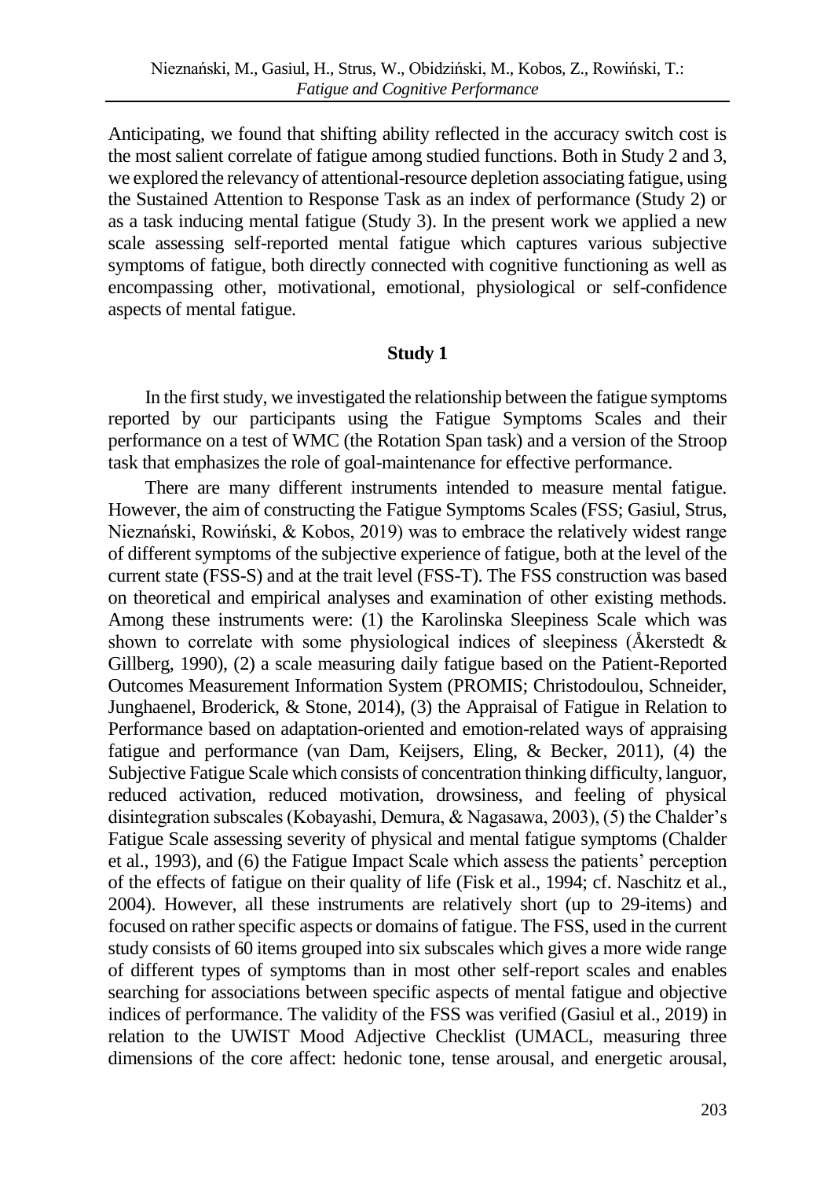Anticipating, we found that shifting ability reflected in the accuracy switch cost is the most salient correlate of fatigue among studied functions. Both in Study 2 and 3, we explored the relevancy of attentional-resource depletion associating fatigue, using the Sustained Attention to Response Task as an index of performance (Study 2) or as a task inducing mental fatigue (Study 3). In the present work we applied a new scale assessing self-reported mental fatigue which captures various subjective symptoms of fatigue, both directly connected with cognitive functioning as well as encompassing other, motivational, emotional, physiological or self-confidence aspects of mental fatigue.

## Study 1

In the first study, we investigated the relationship between the fatigue symptoms reported by our participants using the Fatigue Symptoms Scales and their performance on a test of WMC (the Rotation Span task) and a version of the Stroop task that emphasizes the role of goal-maintenance for effective performance.

There are many different instruments intended to measure mental fatigue. However, the aim of constructing the Fatigue Symptoms Scales (FSS; Gasiul, Strus, Nieznański, Rowiński, & Kobos, 2019) was to embrace the relatively widest range of different symptoms of the subjective experience of fatigue, both at the level of the current state (FSS-S) and at the trait level (FSS-T). The FSS construction was based on theoretical and empirical analyses and examination of other existing methods. Among these instruments were: (1) the Karolinska Sleepiness Scale which was shown to correlate with some physiological indices of sleepiness (Åkerstedt & Gillberg, 1990), (2) a scale measuring daily fatigue based on the Patient-Reported Outcomes Measurement Information System (PROMIS; Christodoulou, Schneider, Junghaenel, Broderick, & Stone, 2014), (3) the Appraisal of Fatigue in Relation to Performance based on adaptation-oriented and emotion-related ways of appraising fatigue and performance (van Dam, Keijsers, Eling, & Becker, 2011), (4) the Subjective Fatigue Scale which consists of concentration thinking difficulty, languor, reduced activation, reduced motivation, drowsiness, and feeling of physical disintegration subscales (Kobayashi, Demura, & Nagasawa, 2003), (5) the Chalder's Fatigue Scale assessing severity of physical and mental fatigue symptoms (Chalder et al., 1993), and (6) the Fatigue Impact Scale which assess the patients' perception of the effects of fatigue on their quality of life (Fisk et al., 1994; cf. Naschitz et al., 2004). However, all these instruments are relatively short (up to 29-items) and focused on rather specific aspects or domains of fatigue. The FSS, used in the current study consists of 60 items grouped into six subscales which gives a more wide range of different types of symptoms than in most other self-report scales and enables searching for associations between specific aspects of mental fatigue and objective indices of performance. The validity of the FSS was verified (Gasiul et al., 2019) in relation to the UWIST Mood Adjective Checklist (UMACL, measuring three dimensions of the core affect: hedonic tone, tense arousal, and energetic arousal,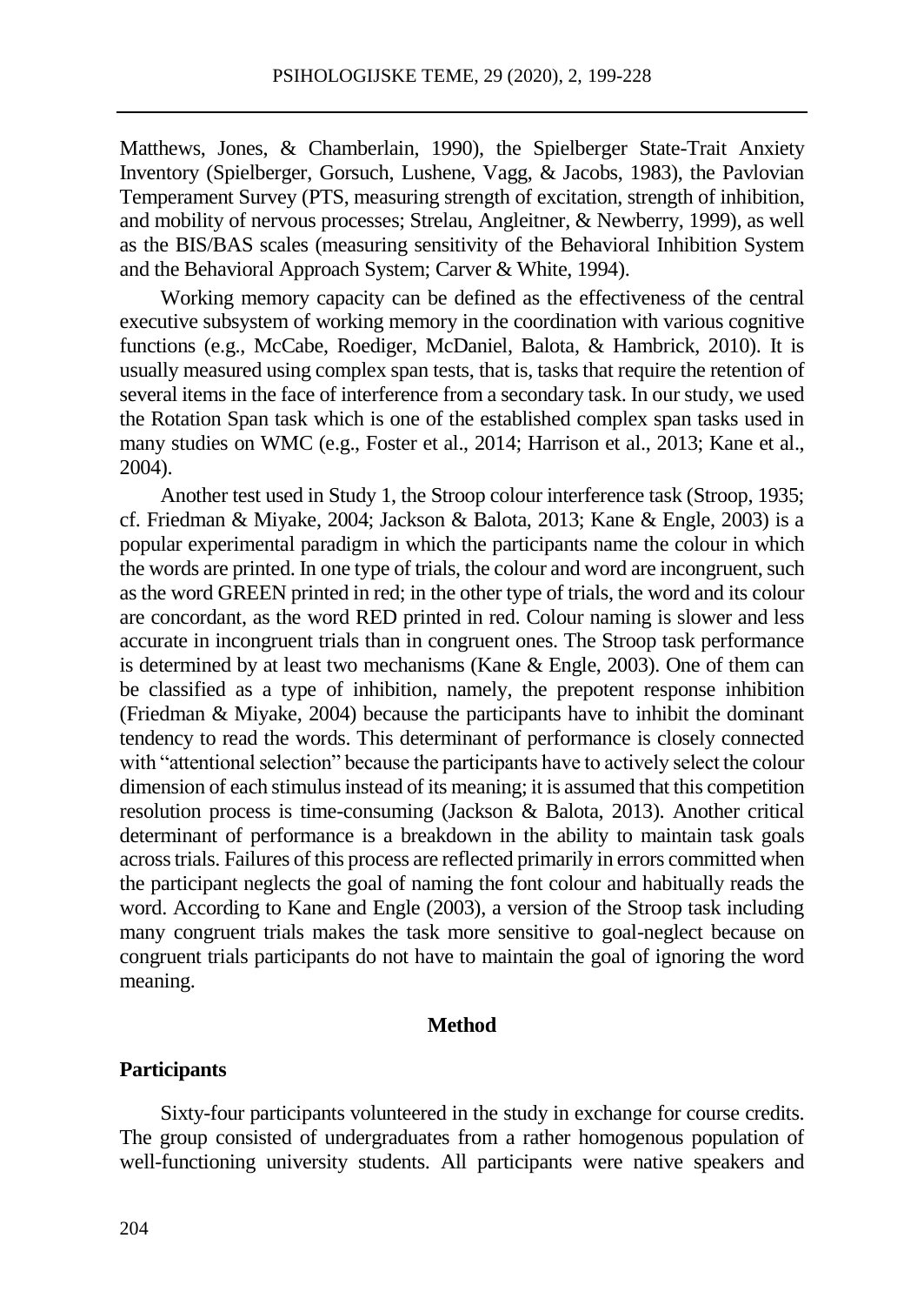Matthews, Jones, & Chamberlain, 1990), the Spielberger State-Trait Anxiety Inventory (Spielberger, Gorsuch, Lushene, Vagg, & Jacobs, 1983), the Pavlovian Temperament Survey (PTS, measuring strength of excitation, strength of inhibition, and mobility of nervous processes; Strelau, Angleitner, & Newberry, 1999), as well as the BIS/BAS scales (measuring sensitivity of the Behavioral Inhibition System and the Behavioral Approach System; Carver & White, 1994).

Working memory capacity can be defined as the effectiveness of the central executive subsystem of working memory in the coordination with various cognitive functions (e.g., McCabe, Roediger, McDaniel, Balota, & Hambrick, 2010). It is usually measured using complex span tests, that is, tasks that require the retention of several items in the face of interference from a secondary task. In our study, we used the Rotation Span task which is one of the established complex span tasks used in many studies on WMC (e.g., Foster et al., 2014; Harrison et al., 2013; Kane et al., 2004).

Another test used in Study 1, the Stroop colour interference task (Stroop, 1935; cf. Friedman & Miyake, 2004; Jackson & Balota, 2013; Kane & Engle, 2003) is a popular experimental paradigm in which the participants name the colour in which the words are printed. In one type of trials, the colour and word are incongruent, such as the word GREEN printed in red; in the other type of trials, the word and its colour are concordant, as the word RED printed in red. Colour naming is slower and less accurate in incongruent trials than in congruent ones. The Stroop task performance is determined by at least two mechanisms (Kane & Engle, 2003). One of them can be classified as a type of inhibition, namely, the prepotent response inhibition (Friedman & Miyake, 2004) because the participants have to inhibit the dominant tendency to read the words. This determinant of performance is closely connected with "attentional selection" because the participants have to actively select the colour dimension of each stimulus instead of its meaning; it is assumed that this competition resolution process is time-consuming (Jackson & Balota, 2013). Another critical determinant of performance is a breakdown in the ability to maintain task goals across trials. Failures of this process are reflected primarily in errors committed when the participant neglects the goal of naming the font colour and habitually reads the word. According to Kane and Engle (2003), a version of the Stroop task including many congruent trials makes the task more sensitive to goal-neglect because on congruent trials participants do not have to maintain the goal of ignoring the word meaning.

## Method

### Participants

Sixty-four participants volunteered in the study in exchange for course credits. The group consisted of undergraduates from a rather homogenous population of well-functioning university students. All participants were native speakers and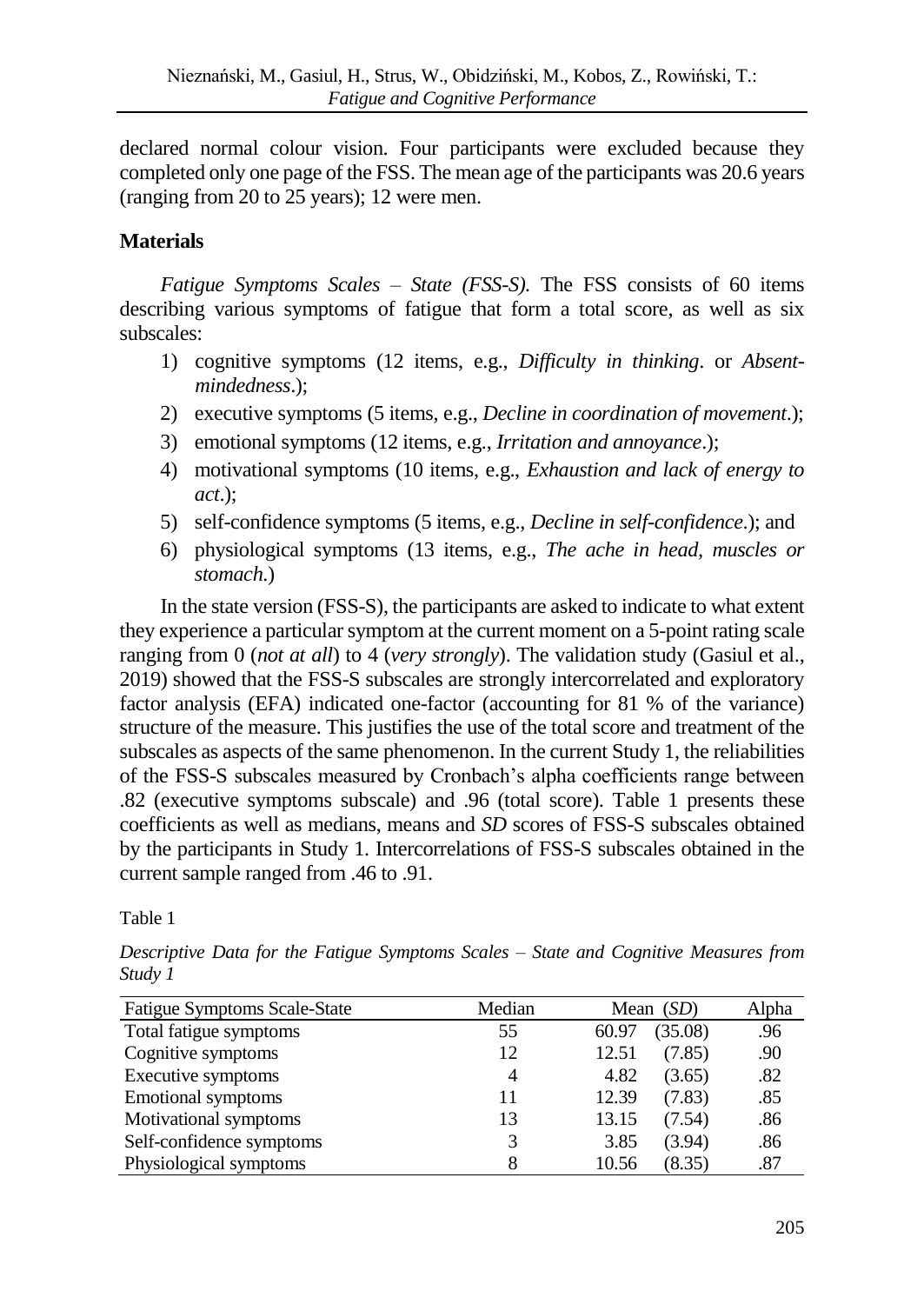declared normal colour vision. Four participants were excluded because they completed only one page of the FSS. The mean age of the participants was 20.6 years (ranging from 20 to 25 years); 12 were men.

## Materials

*Fatigue Symptoms Scales – State (FSS-S).* The FSS consists of 60 items describing various symptoms of fatigue that form a total score, as well as six subscales:

1) cognitive symptoms (12 items, e.g., *Difficulty in thinking*. or *Absent-mindedness*.);
2) executive symptoms (5 items, e.g., *Decline in coordination of movement*.);
3) emotional symptoms (12 items, e.g., *Irritation and annoyance*.);
4) motivational symptoms (10 items, e.g., *Exhaustion and lack of energy to act*.);
5) self-confidence symptoms (5 items, e.g., *Decline in self-confidence*.); and
6) physiological symptoms (13 items, e.g., *The ache in head, muscles or stomach*.)

In the state version (FSS-S), the participants are asked to indicate to what extent they experience a particular symptom at the current moment on a 5-point rating scale ranging from 0 (*not at all*) to 4 (*very strongly*). The validation study (Gasiul et al., 2019) showed that the FSS-S subscales are strongly intercorrelated and exploratory factor analysis (EFA) indicated one-factor (accounting for 81 % of the variance) structure of the measure. This justifies the use of the total score and treatment of the subscales as aspects of the same phenomenon. In the current Study 1, the reliabilities of the FSS-S subscales measured by Cronbach's alpha coefficients range between .82 (executive symptoms subscale) and .96 (total score). Table 1 presents these coefficients as well as medians, means and *SD* scores of FSS-S subscales obtained by the participants in Study 1. Intercorrelations of FSS-S subscales obtained in the current sample ranged from .46 to .91.

Table 1

*Descriptive Data for the Fatigue Symptoms Scales – State and Cognitive Measures from Study 1*

| Fatigue Symptoms Scale-State | Median | Mean (*SD*) | Alpha |
|---|---|---|---|
| Total fatigue symptoms | 55 | 60.97 (35.08) | .96 |
| Cognitive symptoms | 12 | 12.51 (7.85) | .90 |
| Executive symptoms | 4 | 4.82 (3.65) | .82 |
| Emotional symptoms | 11 | 12.39 (7.83) | .85 |
| Motivational symptoms | 13 | 13.15 (7.54) | .86 |
| Self-confidence symptoms | 3 | 3.85 (3.94) | .86 |
| Physiological symptoms | 8 | 10.56 (8.35) | .87 |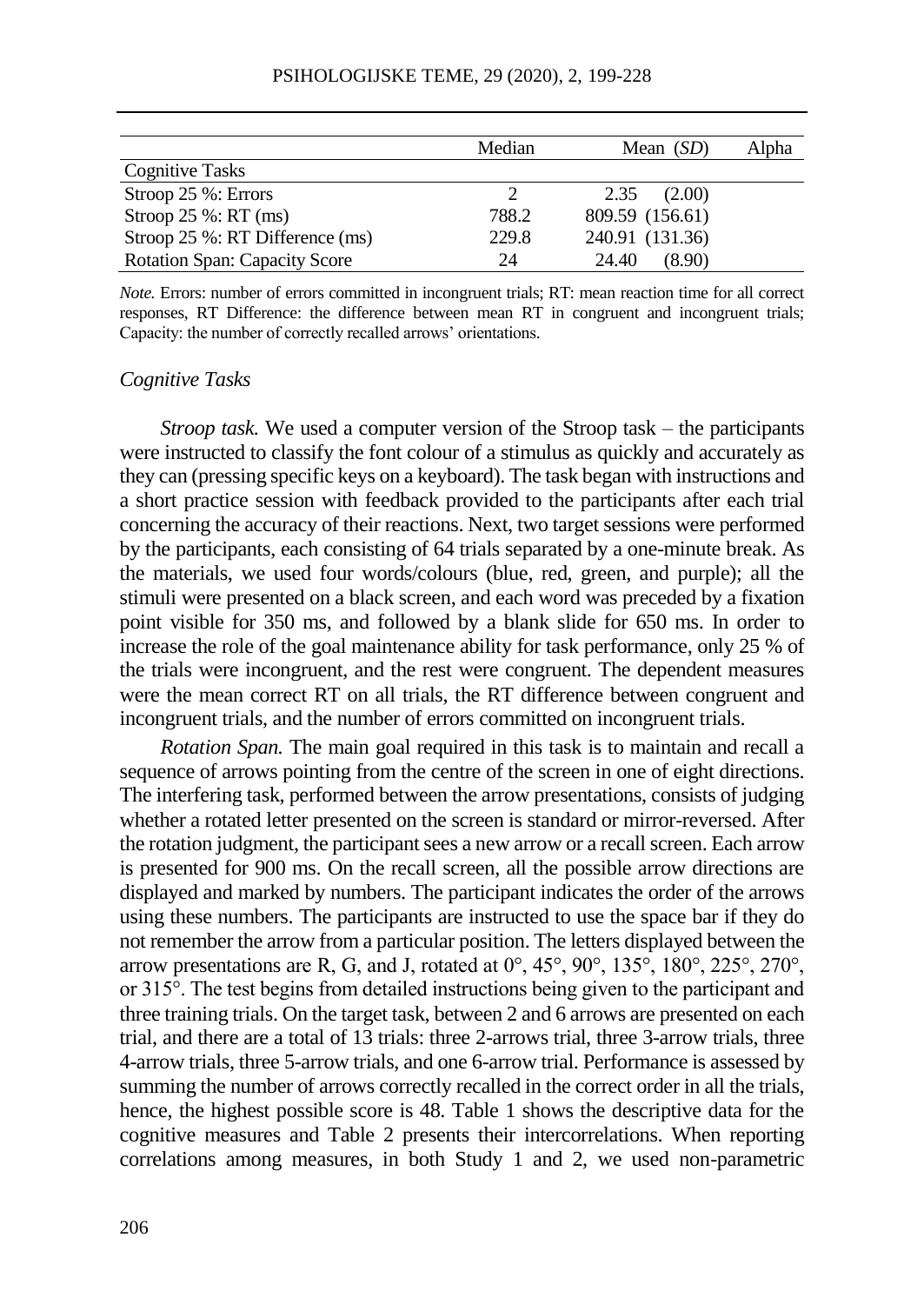| | Median | Mean (*SD*) | Alpha |
|---|---|---|---|
| Cognitive Tasks | | | |
| Stroop 25 %: Errors | 2 | 2.35 (2.00) | |
| Stroop 25 %: RT (ms) | 788.2 | 809.59 (156.61) | |
| Stroop 25 %: RT Difference (ms) | 229.8 | 240.91 (131.36) | |
| Rotation Span: Capacity Score | 24 | 24.40 (8.90) | |

*Note.* Errors: number of errors committed in incongruent trials; RT: mean reaction time for all correct responses, RT Difference: the difference between mean RT in congruent and incongruent trials; Capacity: the number of correctly recalled arrows' orientations.

### *Cognitive Tasks*

*Stroop task.* We used a computer version of the Stroop task – the participants were instructed to classify the font colour of a stimulus as quickly and accurately as they can (pressing specific keys on a keyboard). The task began with instructions and a short practice session with feedback provided to the participants after each trial concerning the accuracy of their reactions. Next, two target sessions were performed by the participants, each consisting of 64 trials separated by a one-minute break. As the materials, we used four words/colours (blue, red, green, and purple); all the stimuli were presented on a black screen, and each word was preceded by a fixation point visible for 350 ms, and followed by a blank slide for 650 ms. In order to increase the role of the goal maintenance ability for task performance, only 25 % of the trials were incongruent, and the rest were congruent. The dependent measures were the mean correct RT on all trials, the RT difference between congruent and incongruent trials, and the number of errors committed on incongruent trials.

*Rotation Span.* The main goal required in this task is to maintain and recall a sequence of arrows pointing from the centre of the screen in one of eight directions. The interfering task, performed between the arrow presentations, consists of judging whether a rotated letter presented on the screen is standard or mirror-reversed. After the rotation judgment, the participant sees a new arrow or a recall screen. Each arrow is presented for 900 ms. On the recall screen, all the possible arrow directions are displayed and marked by numbers. The participant indicates the order of the arrows using these numbers. The participants are instructed to use the space bar if they do not remember the arrow from a particular position. The letters displayed between the arrow presentations are R, G, and J, rotated at 0°, 45°, 90°, 135°, 180°, 225°, 270°, or 315°. The test begins from detailed instructions being given to the participant and three training trials. On the target task, between 2 and 6 arrows are presented on each trial, and there are a total of 13 trials: three 2-arrows trial, three 3-arrow trials, three 4-arrow trials, three 5-arrow trials, and one 6-arrow trial. Performance is assessed by summing the number of arrows correctly recalled in the correct order in all the trials, hence, the highest possible score is 48. Table 1 shows the descriptive data for the cognitive measures and Table 2 presents their intercorrelations. When reporting correlations among measures, in both Study 1 and 2, we used non-parametric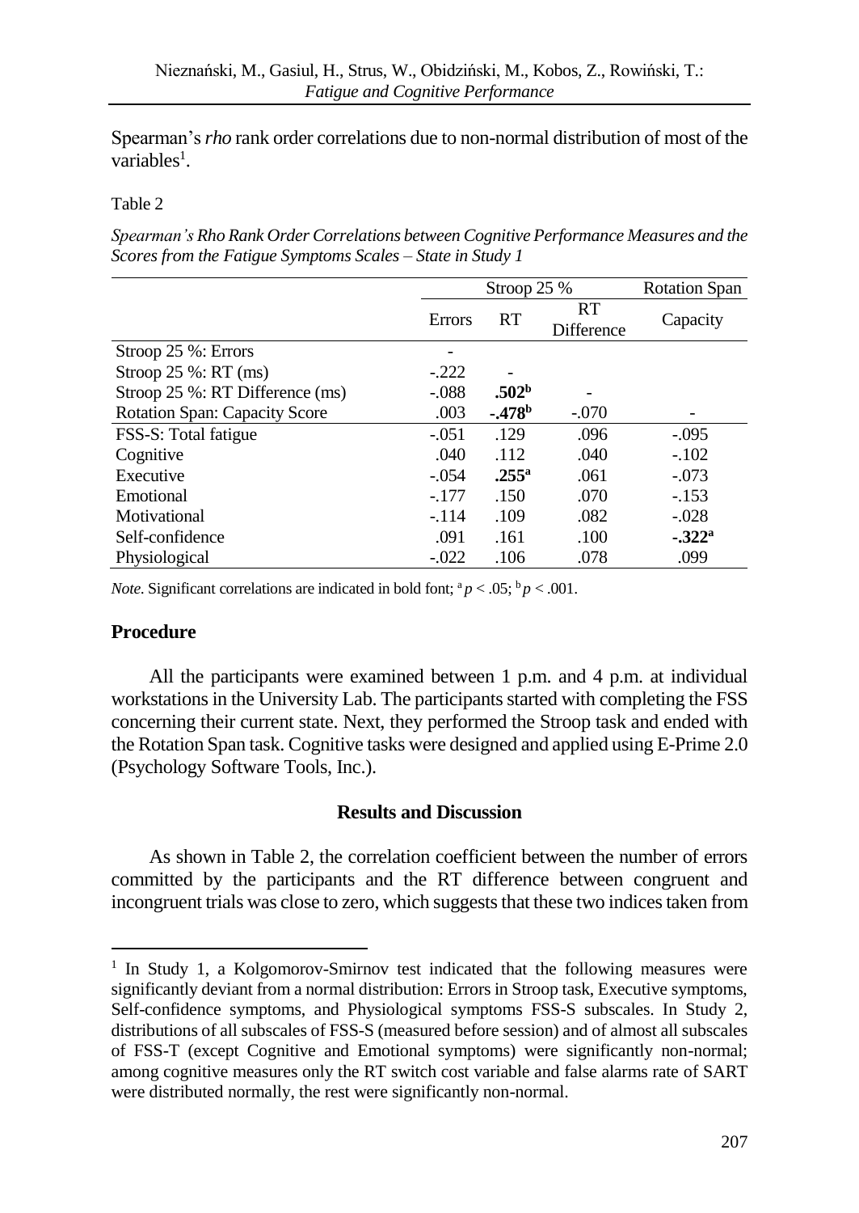Spearman's *rho* rank order correlations due to non-normal distribution of most of the variables[1].

Table 2

*Spearman's Rho Rank Order Correlations between Cognitive Performance Measures and the Scores from the Fatigue Symptoms Scales – State in Study 1*

| | Stroop 25 % | | | Rotation Span |
|---|---|---|---|---|
| | Errors | RT | RT Difference | Capacity |
| Stroop 25 %: Errors | - | | | |
| Stroop 25 %: RT (ms) | -.222 | - | | |
| Stroop 25 %: RT Difference (ms) | -.088 | **.502**[b] | - | |
| Rotation Span: Capacity Score | .003 | **-.478**[b] | -.070 | - |
| FSS-S: Total fatigue | -.051 | .129 | .096 | -.095 |
| Cognitive | .040 | .112 | .040 | -.102 |
| Executive | -.054 | **.255**[a] | .061 | -.073 |
| Emotional | -.177 | .150 | .070 | -.153 |
| Motivational | -.114 | .109 | .082 | -.028 |
| Self-confidence | .091 | .161 | .100 | **-.322**[a] |
| Physiological | -.022 | .106 | .078 | .099 |

*Note.* Significant correlations are indicated in bold font; [a] $p < .05$; [b] $p < .001$.

## Procedure

All the participants were examined between 1 p.m. and 4 p.m. at individual workstations in the University Lab. The participants started with completing the FSS concerning their current state. Next, they performed the Stroop task and ended with the Rotation Span task. Cognitive tasks were designed and applied using E-Prime 2.0 (Psychology Software Tools, Inc.).

## Results and Discussion

As shown in Table 2, the correlation coefficient between the number of errors committed by the participants and the RT difference between congruent and incongruent trials was close to zero, which suggests that these two indices taken from

[1] In Study 1, a Kolgomorov-Smirnov test indicated that the following measures were significantly deviant from a normal distribution: Errors in Stroop task, Executive symptoms, Self-confidence symptoms, and Physiological symptoms FSS-S subscales. In Study 2, distributions of all subscales of FSS-S (measured before session) and of almost all subscales of FSS-T (except Cognitive and Emotional symptoms) were significantly non-normal; among cognitive measures only the RT switch cost variable and false alarms rate of SART were distributed normally, the rest were significantly non-normal.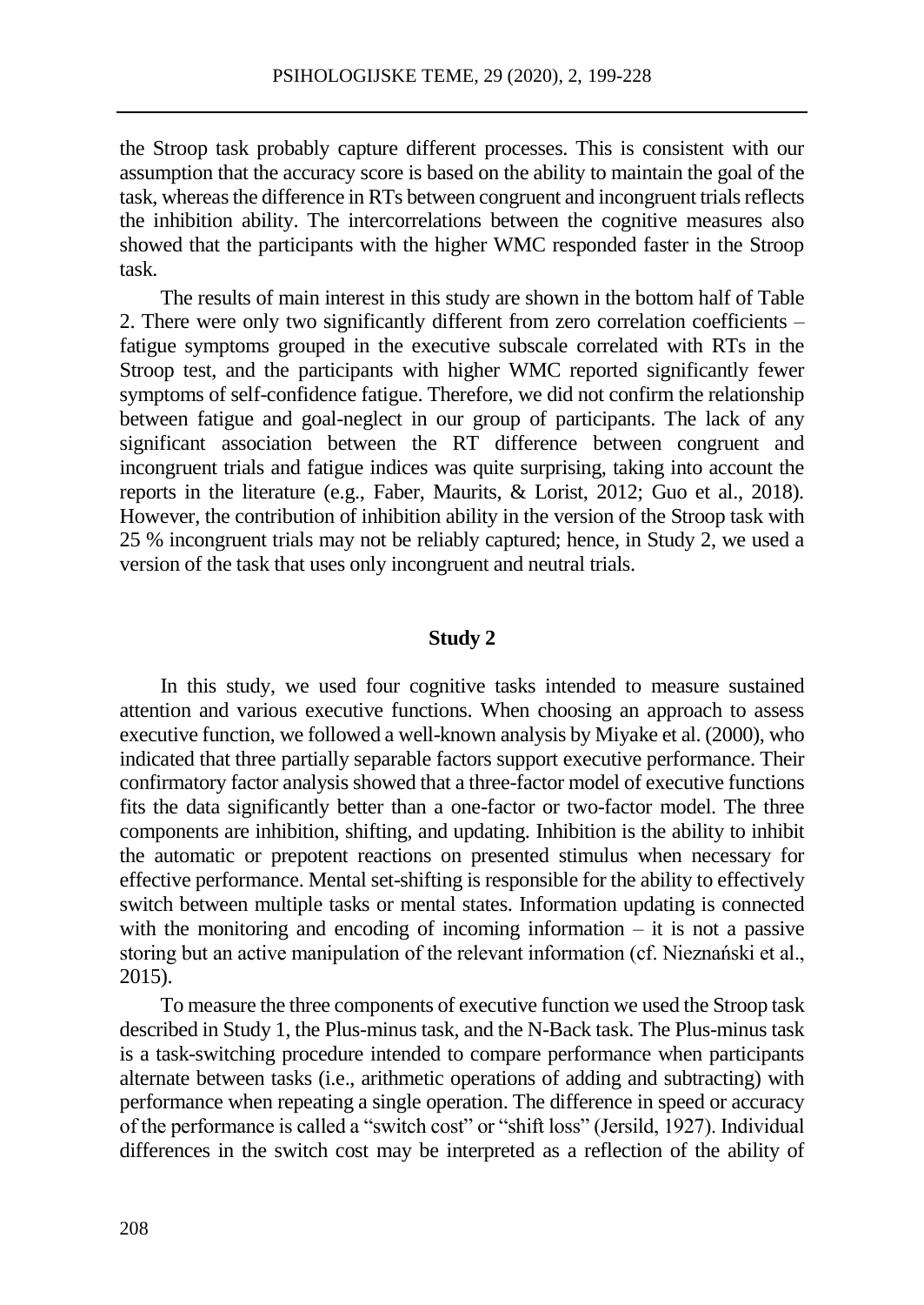the Stroop task probably capture different processes. This is consistent with our assumption that the accuracy score is based on the ability to maintain the goal of the task, whereas the difference in RTs between congruent and incongruent trials reflects the inhibition ability. The intercorrelations between the cognitive measures also showed that the participants with the higher WMC responded faster in the Stroop task.

The results of main interest in this study are shown in the bottom half of Table 2. There were only two significantly different from zero correlation coefficients – fatigue symptoms grouped in the executive subscale correlated with RTs in the Stroop test, and the participants with higher WMC reported significantly fewer symptoms of self-confidence fatigue. Therefore, we did not confirm the relationship between fatigue and goal-neglect in our group of participants. The lack of any significant association between the RT difference between congruent and incongruent trials and fatigue indices was quite surprising, taking into account the reports in the literature (e.g., Faber, Maurits, & Lorist, 2012; Guo et al., 2018). However, the contribution of inhibition ability in the version of the Stroop task with 25 % incongruent trials may not be reliably captured; hence, in Study 2, we used a version of the task that uses only incongruent and neutral trials.

## Study 2

In this study, we used four cognitive tasks intended to measure sustained attention and various executive functions. When choosing an approach to assess executive function, we followed a well-known analysis by Miyake et al. (2000), who indicated that three partially separable factors support executive performance. Their confirmatory factor analysis showed that a three-factor model of executive functions fits the data significantly better than a one-factor or two-factor model. The three components are inhibition, shifting, and updating. Inhibition is the ability to inhibit the automatic or prepotent reactions on presented stimulus when necessary for effective performance. Mental set-shifting is responsible for the ability to effectively switch between multiple tasks or mental states. Information updating is connected with the monitoring and encoding of incoming information – it is not a passive storing but an active manipulation of the relevant information (cf. Nieznański et al., 2015).

To measure the three components of executive function we used the Stroop task described in Study 1, the Plus-minus task, and the N-Back task. The Plus-minus task is a task-switching procedure intended to compare performance when participants alternate between tasks (i.e., arithmetic operations of adding and subtracting) with performance when repeating a single operation. The difference in speed or accuracy of the performance is called a "switch cost" or "shift loss" (Jersild, 1927). Individual differences in the switch cost may be interpreted as a reflection of the ability of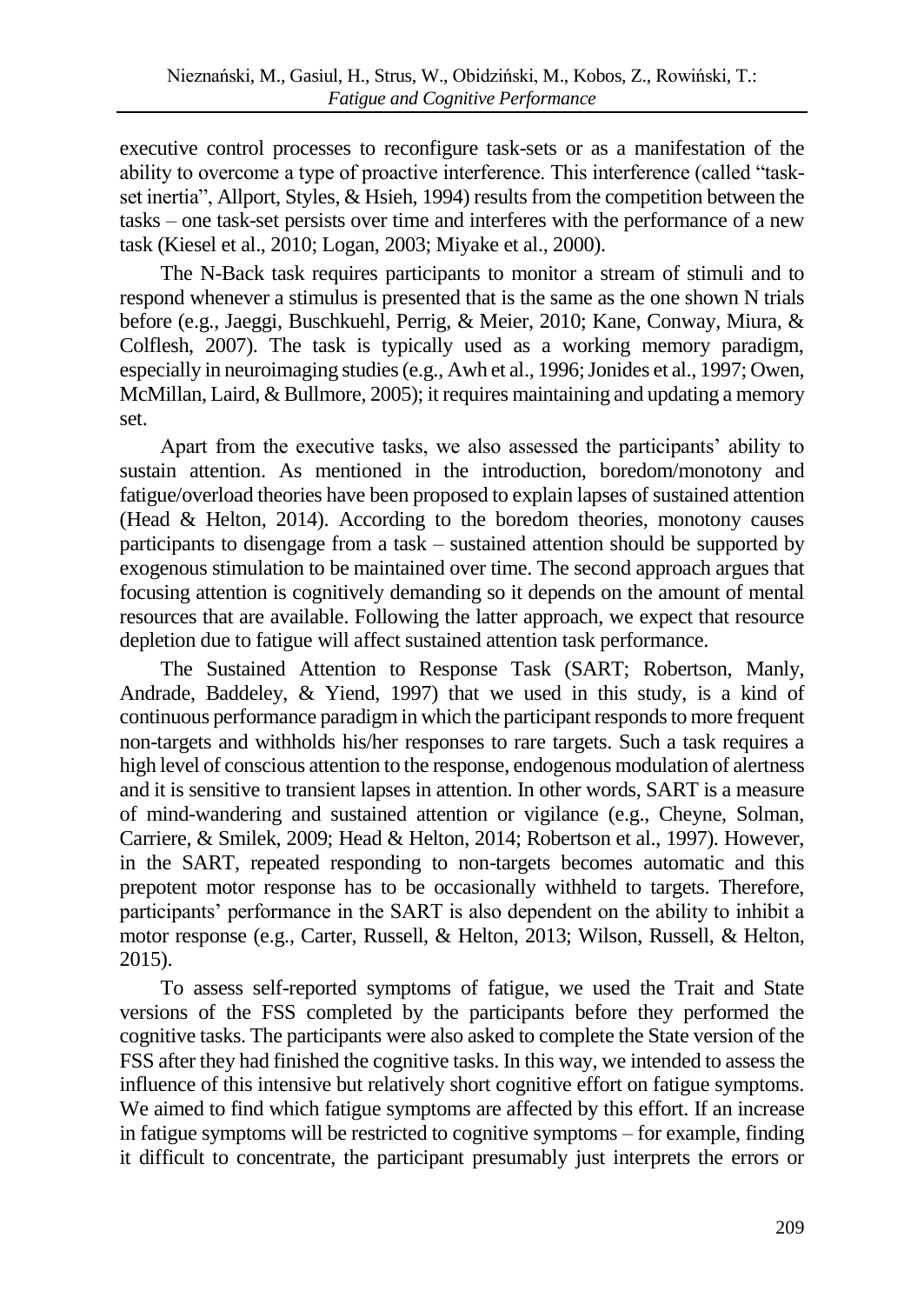executive control processes to reconfigure task-sets or as a manifestation of the ability to overcome a type of proactive interference. This interference (called "task-set inertia", Allport, Styles, & Hsieh, 1994) results from the competition between the tasks – one task-set persists over time and interferes with the performance of a new task (Kiesel et al., 2010; Logan, 2003; Miyake et al., 2000).

The N-Back task requires participants to monitor a stream of stimuli and to respond whenever a stimulus is presented that is the same as the one shown N trials before (e.g., Jaeggi, Buschkuehl, Perrig, & Meier, 2010; Kane, Conway, Miura, & Colflesh, 2007). The task is typically used as a working memory paradigm, especially in neuroimaging studies (e.g., Awh et al., 1996; Jonides et al., 1997; Owen, McMillan, Laird, & Bullmore, 2005); it requires maintaining and updating a memory set.

Apart from the executive tasks, we also assessed the participants' ability to sustain attention. As mentioned in the introduction, boredom/monotony and fatigue/overload theories have been proposed to explain lapses of sustained attention (Head & Helton, 2014). According to the boredom theories, monotony causes participants to disengage from a task – sustained attention should be supported by exogenous stimulation to be maintained over time. The second approach argues that focusing attention is cognitively demanding so it depends on the amount of mental resources that are available. Following the latter approach, we expect that resource depletion due to fatigue will affect sustained attention task performance.

The Sustained Attention to Response Task (SART; Robertson, Manly, Andrade, Baddeley, & Yiend, 1997) that we used in this study, is a kind of continuous performance paradigm in which the participant responds to more frequent non-targets and withholds his/her responses to rare targets. Such a task requires a high level of conscious attention to the response, endogenous modulation of alertness and it is sensitive to transient lapses in attention. In other words, SART is a measure of mind-wandering and sustained attention or vigilance (e.g., Cheyne, Solman, Carriere, & Smilek, 2009; Head & Helton, 2014; Robertson et al., 1997). However, in the SART, repeated responding to non-targets becomes automatic and this prepotent motor response has to be occasionally withheld to targets. Therefore, participants' performance in the SART is also dependent on the ability to inhibit a motor response (e.g., Carter, Russell, & Helton, 2013; Wilson, Russell, & Helton, 2015).

To assess self-reported symptoms of fatigue, we used the Trait and State versions of the FSS completed by the participants before they performed the cognitive tasks. The participants were also asked to complete the State version of the FSS after they had finished the cognitive tasks. In this way, we intended to assess the influence of this intensive but relatively short cognitive effort on fatigue symptoms. We aimed to find which fatigue symptoms are affected by this effort. If an increase in fatigue symptoms will be restricted to cognitive symptoms – for example, finding it difficult to concentrate, the participant presumably just interprets the errors or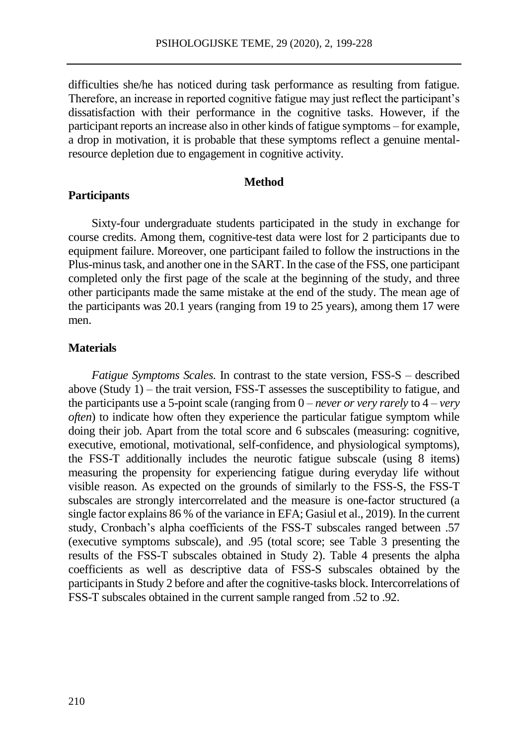difficulties she/he has noticed during task performance as resulting from fatigue. Therefore, an increase in reported cognitive fatigue may just reflect the participant's dissatisfaction with their performance in the cognitive tasks. However, if the participant reports an increase also in other kinds of fatigue symptoms – for example, a drop in motivation, it is probable that these symptoms reflect a genuine mental-resource depletion due to engagement in cognitive activity.

## Method

### Participants

Sixty-four undergraduate students participated in the study in exchange for course credits. Among them, cognitive-test data were lost for 2 participants due to equipment failure. Moreover, one participant failed to follow the instructions in the Plus-minus task, and another one in the SART. In the case of the FSS, one participant completed only the first page of the scale at the beginning of the study, and three other participants made the same mistake at the end of the study. The mean age of the participants was 20.1 years (ranging from 19 to 25 years), among them 17 were men.

### Materials

*Fatigue Symptoms Scales.* In contrast to the state version, FSS-S – described above (Study 1) – the trait version, FSS-T assesses the susceptibility to fatigue, and the participants use a 5-point scale (ranging from 0 – *never or very rarely* to 4 – *very often*) to indicate how often they experience the particular fatigue symptom while doing their job. Apart from the total score and 6 subscales (measuring: cognitive, executive, emotional, motivational, self-confidence, and physiological symptoms), the FSS-T additionally includes the neurotic fatigue subscale (using 8 items) measuring the propensity for experiencing fatigue during everyday life without visible reason. As expected on the grounds of similarly to the FSS-S, the FSS-T subscales are strongly intercorrelated and the measure is one-factor structured (a single factor explains 86 % of the variance in EFA; Gasiul et al., 2019). In the current study, Cronbach's alpha coefficients of the FSS-T subscales ranged between .57 (executive symptoms subscale), and .95 (total score; see Table 3 presenting the results of the FSS-T subscales obtained in Study 2). Table 4 presents the alpha coefficients as well as descriptive data of FSS-S subscales obtained by the participants in Study 2 before and after the cognitive-tasks block. Intercorrelations of FSS-T subscales obtained in the current sample ranged from .52 to .92.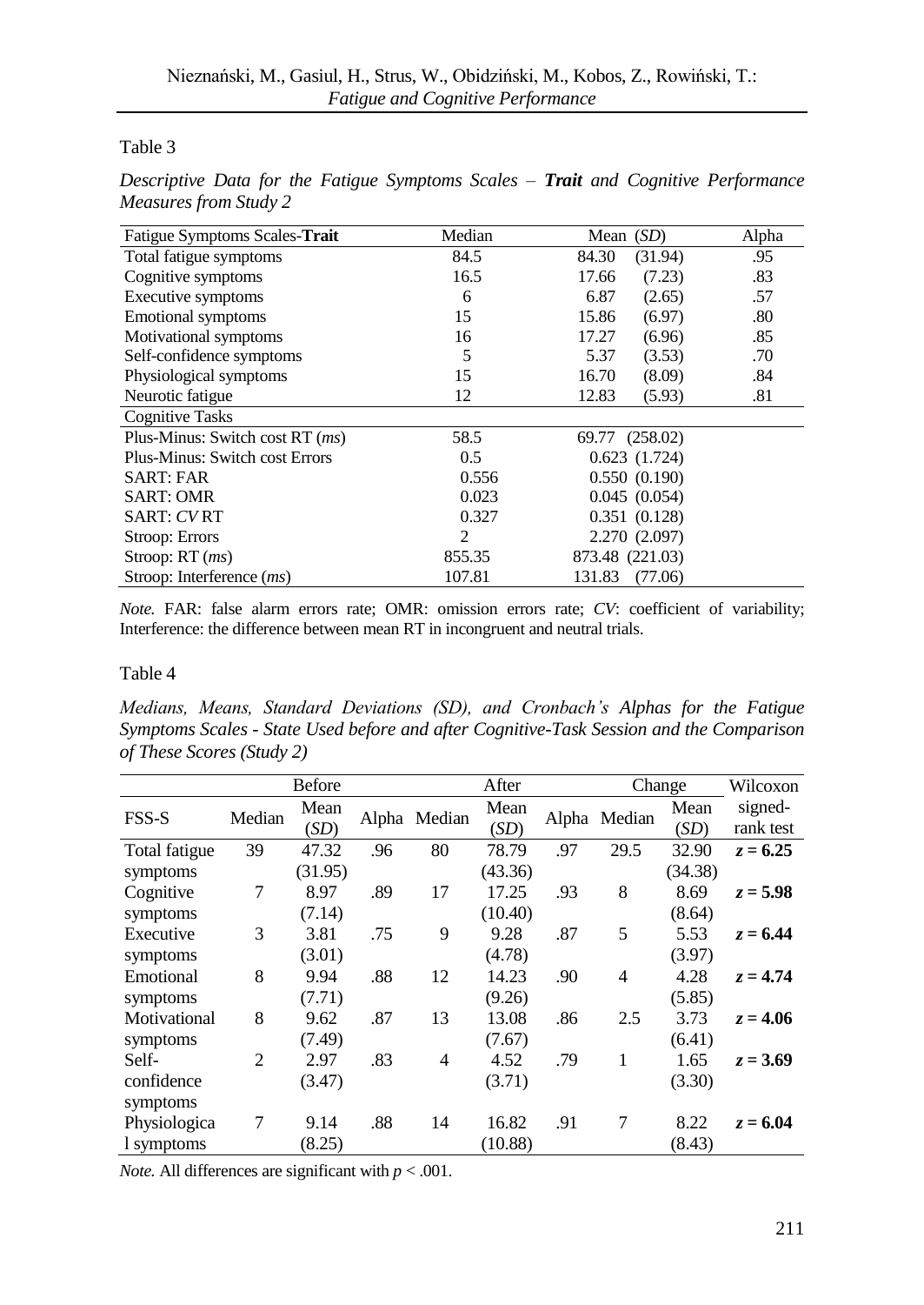Table 3

*Descriptive Data for the Fatigue Symptoms Scales – **Trait** and Cognitive Performance Measures from Study 2*

| Fatigue Symptoms Scales-**Trait** | Median | Mean (*SD*) | Alpha |
|---|---|---|---|
| Total fatigue symptoms | 84.5 | 84.30 (31.94) | .95 |
| Cognitive symptoms | 16.5 | 17.66 (7.23) | .83 |
| Executive symptoms | 6 | 6.87 (2.65) | .57 |
| Emotional symptoms | 15 | 15.86 (6.97) | .80 |
| Motivational symptoms | 16 | 17.27 (6.96) | .85 |
| Self-confidence symptoms | 5 | 5.37 (3.53) | .70 |
| Physiological symptoms | 15 | 16.70 (8.09) | .84 |
| Neurotic fatigue | 12 | 12.83 (5.93) | .81 |
| Cognitive Tasks | | | |
| Plus-Minus: Switch cost RT (*ms*) | 58.5 | 69.77 (258.02) | |
| Plus-Minus: Switch cost Errors | 0.5 | 0.623 (1.724) | |
| SART: FAR | 0.556 | 0.550 (0.190) | |
| SART: OMR | 0.023 | 0.045 (0.054) | |
| SART: *CV* RT | 0.327 | 0.351 (0.128) | |
| Stroop: Errors | 2 | 2.270 (2.097) | |
| Stroop: RT (*ms*) | 855.35 | 873.48 (221.03) | |
| Stroop: Interference (*ms*) | 107.81 | 131.83 (77.06) | |

*Note.* FAR: false alarm errors rate; OMR: omission errors rate; *CV*: coefficient of variability; Interference: the difference between mean RT in incongruent and neutral trials.

Table 4

*Medians, Means, Standard Deviations (SD), and Cronbach's Alphas for the Fatigue Symptoms Scales - State Used before and after Cognitive-Task Session and the Comparison of These Scores (Study 2)*

| | Before | | | After | | | Change | | Wilcoxon |
|---|---|---|---|---|---|---|---|---|---|
| FSS-S | Median | Mean (*SD*) | Alpha | Median | Mean (*SD*) | Alpha | Median | Mean (*SD*) | signed-rank test |
| Total fatigue symptoms | 39 | 47.32 (31.95) | .96 | 80 | 78.79 (43.36) | .97 | 29.5 | 32.90 (34.38) | $z = 6.25$ |
| Cognitive symptoms | 7 | 8.97 (7.14) | .89 | 17 | 17.25 (10.40) | .93 | 8 | 8.69 (8.64) | $z = 5.98$ |
| Executive symptoms | 3 | 3.81 (3.01) | .75 | 9 | 9.28 (4.78) | .87 | 5 | 5.53 (3.97) | $z = 6.44$ |
| Emotional symptoms | 8 | 9.94 (7.71) | .88 | 12 | 14.23 (9.26) | .90 | 4 | 4.28 (5.85) | $z = 4.74$ |
| Motivational symptoms | 8 | 9.62 (7.49) | .87 | 13 | 13.08 (7.67) | .86 | 2.5 | 3.73 (6.41) | $z = 4.06$ |
| Self-confidence symptoms | 2 | 2.97 (3.47) | .83 | 4 | 4.52 (3.71) | .79 | 1 | 1.65 (3.30) | $z = 3.69$ |
| Physiological symptoms | 7 | 9.14 (8.25) | .88 | 14 | 16.82 (10.88) | .91 | 7 | 8.22 (8.43) | $z = 6.04$ |

*Note.* All differences are significant with $p < .001$.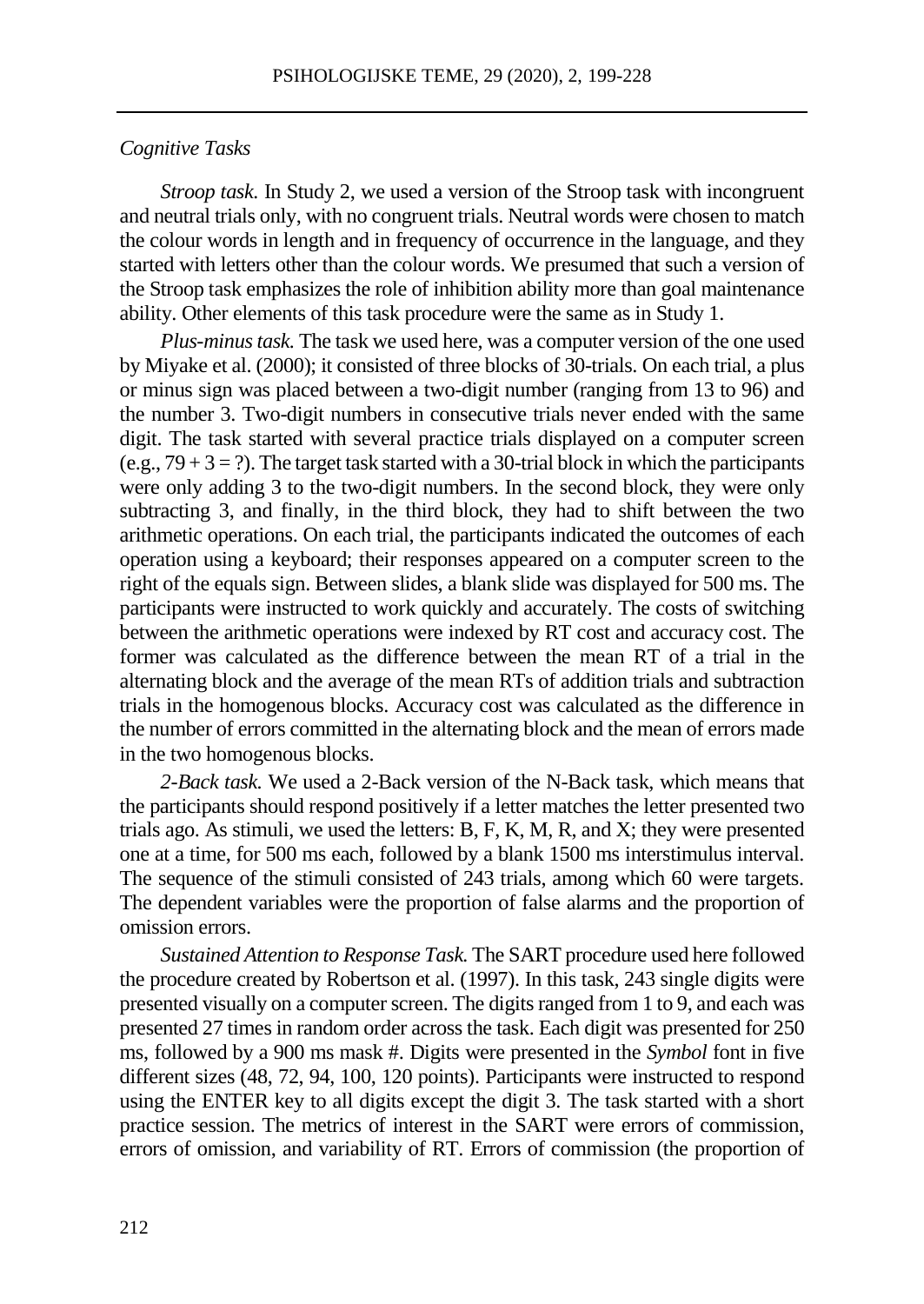*Cognitive Tasks*

*Stroop task.* In Study 2, we used a version of the Stroop task with incongruent and neutral trials only, with no congruent trials. Neutral words were chosen to match the colour words in length and in frequency of occurrence in the language, and they started with letters other than the colour words. We presumed that such a version of the Stroop task emphasizes the role of inhibition ability more than goal maintenance ability. Other elements of this task procedure were the same as in Study 1.

*Plus-minus task.* The task we used here, was a computer version of the one used by Miyake et al. (2000); it consisted of three blocks of 30-trials. On each trial, a plus or minus sign was placed between a two-digit number (ranging from 13 to 96) and the number 3. Two-digit numbers in consecutive trials never ended with the same digit. The task started with several practice trials displayed on a computer screen (e.g., 79 + 3 = ?). The target task started with a 30-trial block in which the participants were only adding 3 to the two-digit numbers. In the second block, they were only subtracting 3, and finally, in the third block, they had to shift between the two arithmetic operations. On each trial, the participants indicated the outcomes of each operation using a keyboard; their responses appeared on a computer screen to the right of the equals sign. Between slides, a blank slide was displayed for 500 ms. The participants were instructed to work quickly and accurately. The costs of switching between the arithmetic operations were indexed by RT cost and accuracy cost. The former was calculated as the difference between the mean RT of a trial in the alternating block and the average of the mean RTs of addition trials and subtraction trials in the homogenous blocks. Accuracy cost was calculated as the difference in the number of errors committed in the alternating block and the mean of errors made in the two homogenous blocks.

*2-Back task.* We used a 2-Back version of the N-Back task, which means that the participants should respond positively if a letter matches the letter presented two trials ago. As stimuli, we used the letters: B, F, K, M, R, and X; they were presented one at a time, for 500 ms each, followed by a blank 1500 ms interstimulus interval. The sequence of the stimuli consisted of 243 trials, among which 60 were targets. The dependent variables were the proportion of false alarms and the proportion of omission errors.

*Sustained Attention to Response Task.* The SART procedure used here followed the procedure created by Robertson et al. (1997). In this task, 243 single digits were presented visually on a computer screen. The digits ranged from 1 to 9, and each was presented 27 times in random order across the task. Each digit was presented for 250 ms, followed by a 900 ms mask #. Digits were presented in the *Symbol* font in five different sizes (48, 72, 94, 100, 120 points). Participants were instructed to respond using the ENTER key to all digits except the digit 3. The task started with a short practice session. The metrics of interest in the SART were errors of commission, errors of omission, and variability of RT. Errors of commission (the proportion of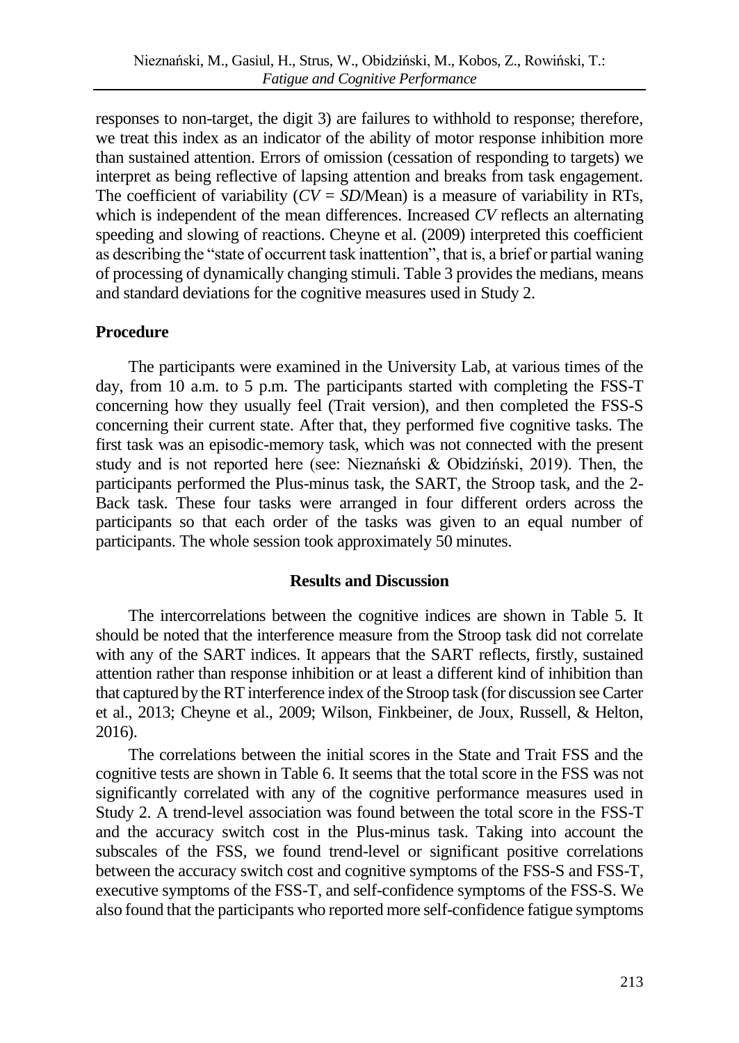responses to non-target, the digit 3) are failures to withhold to response; therefore, we treat this index as an indicator of the ability of motor response inhibition more than sustained attention. Errors of omission (cessation of responding to targets) we interpret as being reflective of lapsing attention and breaks from task engagement. The coefficient of variability ($CV = SD/\text{Mean}$) is a measure of variability in RTs, which is independent of the mean differences. Increased *CV* reflects an alternating speeding and slowing of reactions. Cheyne et al. (2009) interpreted this coefficient as describing the "state of occurrent task inattention", that is, a brief or partial waning of processing of dynamically changing stimuli. Table 3 provides the medians, means and standard deviations for the cognitive measures used in Study 2.

### Procedure

The participants were examined in the University Lab, at various times of the day, from 10 a.m. to 5 p.m. The participants started with completing the FSS-T concerning how they usually feel (Trait version), and then completed the FSS-S concerning their current state. After that, they performed five cognitive tasks. The first task was an episodic-memory task, which was not connected with the present study and is not reported here (see: Nieznański & Obidziński, 2019). Then, the participants performed the Plus-minus task, the SART, the Stroop task, and the 2-Back task. These four tasks were arranged in four different orders across the participants so that each order of the tasks was given to an equal number of participants. The whole session took approximately 50 minutes.

## Results and Discussion

The intercorrelations between the cognitive indices are shown in Table 5. It should be noted that the interference measure from the Stroop task did not correlate with any of the SART indices. It appears that the SART reflects, firstly, sustained attention rather than response inhibition or at least a different kind of inhibition than that captured by the RT interference index of the Stroop task (for discussion see Carter et al., 2013; Cheyne et al., 2009; Wilson, Finkbeiner, de Joux, Russell, & Helton, 2016).

The correlations between the initial scores in the State and Trait FSS and the cognitive tests are shown in Table 6. It seems that the total score in the FSS was not significantly correlated with any of the cognitive performance measures used in Study 2. A trend-level association was found between the total score in the FSS-T and the accuracy switch cost in the Plus-minus task. Taking into account the subscales of the FSS, we found trend-level or significant positive correlations between the accuracy switch cost and cognitive symptoms of the FSS-S and FSS-T, executive symptoms of the FSS-T, and self-confidence symptoms of the FSS-S. We also found that the participants who reported more self-confidence fatigue symptoms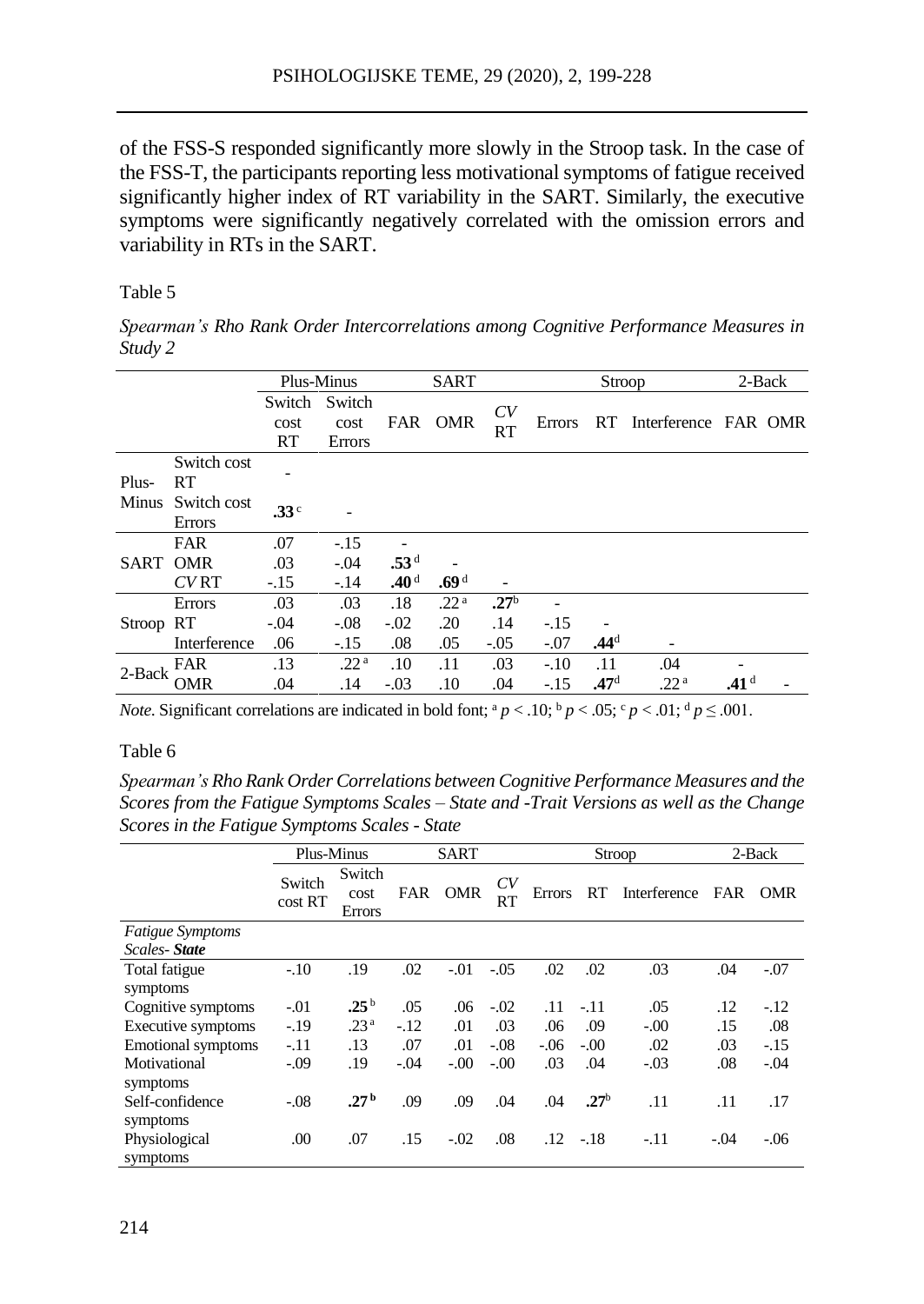of the FSS-S responded significantly more slowly in the Stroop task. In the case of the FSS-T, the participants reporting less motivational symptoms of fatigue received significantly higher index of RT variability in the SART. Similarly, the executive symptoms were significantly negatively correlated with the omission errors and variability in RTs in the SART.

Table 5

*Spearman's Rho Rank Order Intercorrelations among Cognitive Performance Measures in Study 2*

| | | Plus-Minus | | SART | | | Stroop | | | 2-Back | |
|---|---|---|---|---|---|---|---|---|---|---|---|
| | | Switch cost RT | Switch cost Errors | FAR | OMR | *CV* RT | Errors | RT | Interference | FAR | OMR |
| Plus-Minus | Switch cost RT | - | | | | | | | | | |
| | Switch cost Errors | **.33** [c] | - | | | | | | | | |
| SART | FAR | .07 | -.15 | - | | | | | | | |
| | OMR | .03 | -.04 | **.53** [d] | - | | | | | | |
| | *CV* RT | -.15 | -.14 | **.40** [d] | **.69** [d] | - | | | | | |
| Stroop | Errors | .03 | .03 | .18 | .22 [a] | **.27** [b] | - | | | | |
| | RT | -.04 | -.08 | -.02 | .20 | .14 | -.15 | - | | | |
| | Interference | .06 | -.15 | .08 | .05 | -.05 | -.07 | **.44** [d] | - | | |
| 2-Back | FAR | .13 | .22 [a] | .10 | .11 | .03 | -.10 | .11 | .04 | - | |
| | OMR | .04 | .14 | -.03 | .10 | .04 | -.15 | **.47** [d] | .22 [a] | **.41** [d] | - |

*Note.* Significant correlations are indicated in bold font; [a] $p < .10$; [b] $p < .05$; [c] $p < .01$; [d] $p \leq .001$.

Table 6

*Spearman's Rho Rank Order Correlations between Cognitive Performance Measures and the Scores from the Fatigue Symptoms Scales – State and -Trait Versions as well as the Change Scores in the Fatigue Symptoms Scales - State*

| | Plus-Minus | | SART | | | Stroop | | | 2-Back | |
|---|---|---|---|---|---|---|---|---|---|---|
| | Switch cost RT | Switch cost Errors | FAR | OMR | *CV* RT | Errors | RT | Interference | FAR | OMR |
| *Fatigue Symptoms Scales- **State*** | | | | | | | | | | |
| Total fatigue symptoms | -.10 | .19 | .02 | -.01 | -.05 | .02 | .02 | .03 | .04 | -.07 |
| Cognitive symptoms | -.01 | **.25** [b] | .05 | .06 | -.02 | .11 | -.11 | .05 | .12 | -.12 |
| Executive symptoms | -.19 | .23 [a] | -.12 | .01 | .03 | .06 | .09 | -.00 | .15 | .08 |
| Emotional symptoms | -.11 | .13 | .07 | .01 | -.08 | -.06 | -.00 | .02 | .03 | -.15 |
| Motivational symptoms | -.09 | .19 | -.04 | -.00 | -.00 | .03 | .04 | -.03 | .08 | -.04 |
| Self-confidence symptoms | -.08 | **.27** [b] | .09 | .09 | .04 | .04 | **.27** [b] | .11 | .11 | .17 |
| Physiological symptoms | .00 | .07 | .15 | -.02 | .08 | .12 | -.18 | -.11 | -.04 | -.06 |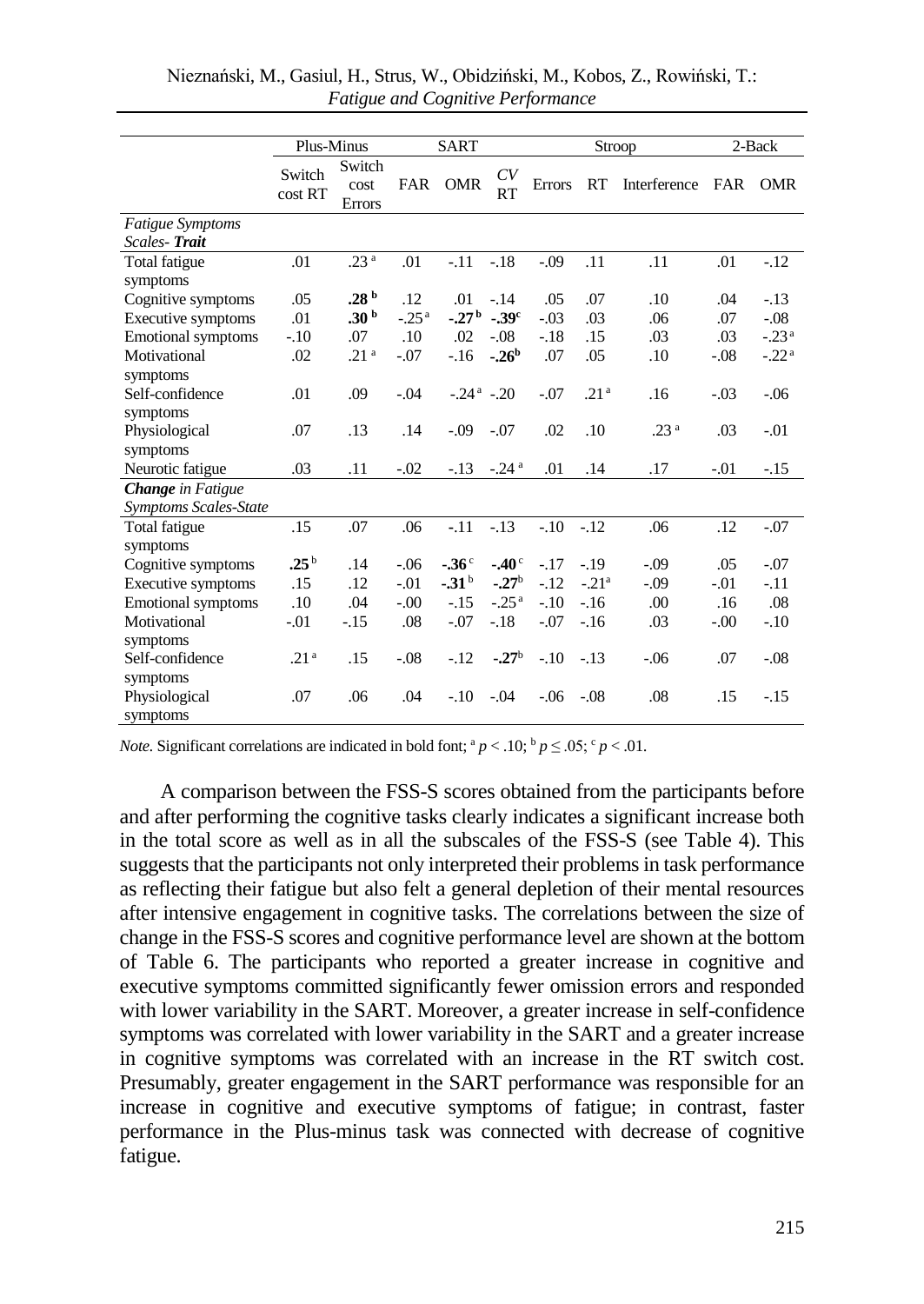| | Plus-Minus | | SART | | | Stroop | | | 2-Back | |
|---|---|---|---|---|---|---|---|---|---|---|
| | Switch cost RT | Switch cost Errors | FAR | OMR | *CV* RT | Errors | RT | Interference | FAR | OMR |
| *Fatigue Symptoms Scales- **Trait*** | | | | | | | | | | |
| Total fatigue symptoms | .01 | .23 [a] | .01 | -.11 | -.18 | -.09 | .11 | .11 | .01 | -.12 |
| Cognitive symptoms | .05 | **.28** [b] | .12 | .01 | -.14 | .05 | .07 | .10 | .04 | -.13 |
| Executive symptoms | .01 | **.30** [b] | -.25 [a] | **-.27** [b] | **-.39** [c] | -.03 | .03 | .06 | .07 | -.08 |
| Emotional symptoms | -.10 | .07 | .10 | .02 | -.08 | -.18 | .15 | .03 | .03 | -.23 [a] |
| Motivational symptoms | .02 | .21 [a] | -.07 | -.16 | **-.26** [b] | .07 | .05 | .10 | -.08 | -.22 [a] |
| Self-confidence symptoms | .01 | .09 | -.04 | -.24 [a] | -.20 | -.07 | .21 [a] | .16 | -.03 | -.06 |
| Physiological symptoms | .07 | .13 | .14 | -.09 | -.07 | .02 | .10 | .23 [a] | .03 | -.01 |
| Neurotic fatigue | .03 | .11 | -.02 | -.13 | -.24 [a] | .01 | .14 | .17 | -.01 | -.15 |
| ***Change** in Fatigue Symptoms Scales-State* | | | | | | | | | | |
| Total fatigue symptoms | .15 | .07 | .06 | -.11 | -.13 | -.10 | -.12 | .06 | .12 | -.07 |
| Cognitive symptoms | **.25** [b] | .14 | -.06 | **-.36** [c] | **-.40** [c] | -.17 | -.19 | -.09 | .05 | -.07 |
| Executive symptoms | .15 | .12 | -.01 | **-.31** [b] | **-.27** [b] | -.12 | -.21 [a] | -.09 | -.01 | -.11 |
| Emotional symptoms | .10 | .04 | -.00 | -.15 | -.25 [a] | -.10 | -.16 | .00 | .16 | .08 |
| Motivational symptoms | -.01 | -.15 | .08 | -.07 | -.18 | -.07 | -.16 | .03 | -.00 | -.10 |
| Self-confidence symptoms | .21 [a] | .15 | -.08 | -.12 | **-.27** [b] | -.10 | -.13 | -.06 | .07 | -.08 |
| Physiological symptoms | .07 | .06 | .04 | -.10 | -.04 | -.06 | -.08 | .08 | .15 | -.15 |

*Note.* Significant correlations are indicated in bold font; [a] $p < .10$; [b] $p \leq .05$; [c] $p < .01$.

A comparison between the FSS-S scores obtained from the participants before and after performing the cognitive tasks clearly indicates a significant increase both in the total score as well as in all the subscales of the FSS-S (see Table 4). This suggests that the participants not only interpreted their problems in task performance as reflecting their fatigue but also felt a general depletion of their mental resources after intensive engagement in cognitive tasks. The correlations between the size of change in the FSS-S scores and cognitive performance level are shown at the bottom of Table 6. The participants who reported a greater increase in cognitive and executive symptoms committed significantly fewer omission errors and responded with lower variability in the SART. Moreover, a greater increase in self-confidence symptoms was correlated with lower variability in the SART and a greater increase in cognitive symptoms was correlated with an increase in the RT switch cost. Presumably, greater engagement in the SART performance was responsible for an increase in cognitive and executive symptoms of fatigue; in contrast, faster performance in the Plus-minus task was connected with decrease of cognitive fatigue.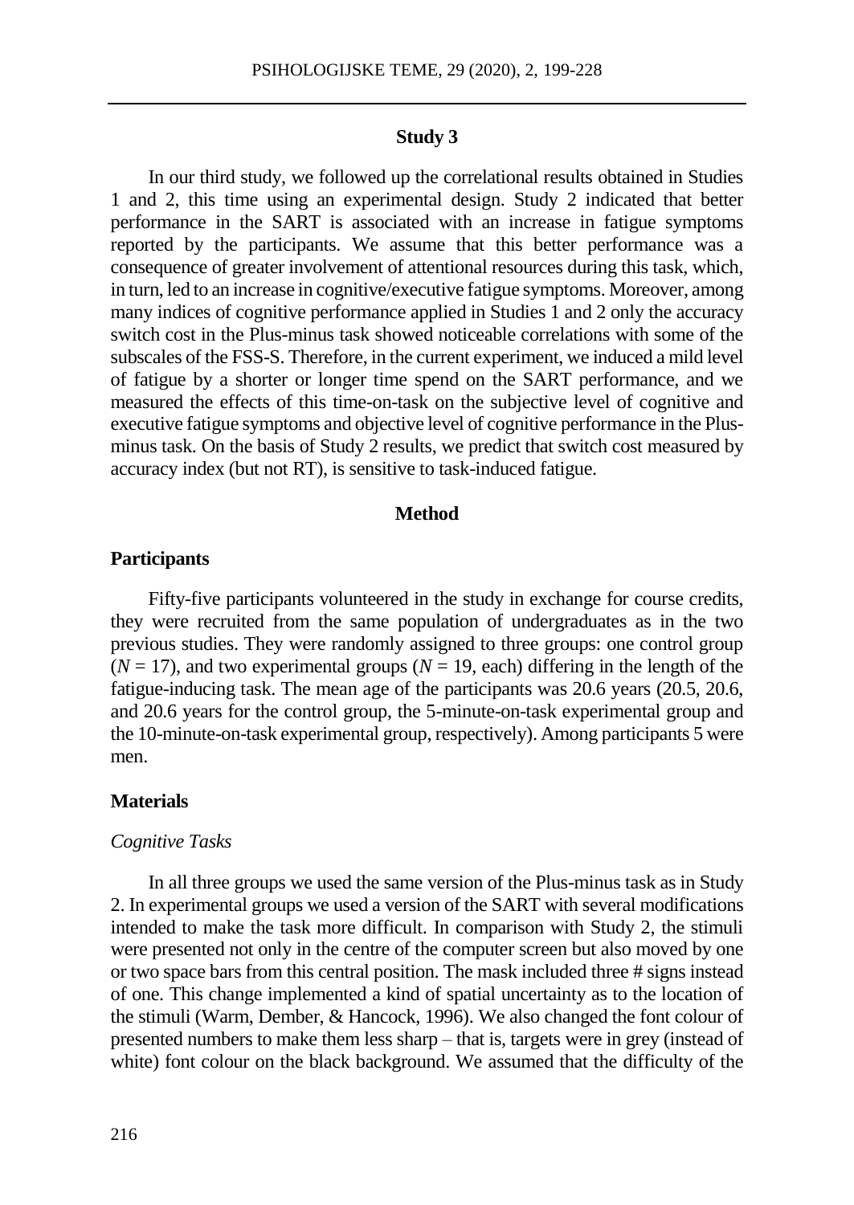## Study 3

In our third study, we followed up the correlational results obtained in Studies 1 and 2, this time using an experimental design. Study 2 indicated that better performance in the SART is associated with an increase in fatigue symptoms reported by the participants. We assume that this better performance was a consequence of greater involvement of attentional resources during this task, which, in turn, led to an increase in cognitive/executive fatigue symptoms. Moreover, among many indices of cognitive performance applied in Studies 1 and 2 only the accuracy switch cost in the Plus-minus task showed noticeable correlations with some of the subscales of the FSS-S. Therefore, in the current experiment, we induced a mild level of fatigue by a shorter or longer time spend on the SART performance, and we measured the effects of this time-on-task on the subjective level of cognitive and executive fatigue symptoms and objective level of cognitive performance in the Plus-minus task. On the basis of Study 2 results, we predict that switch cost measured by accuracy index (but not RT), is sensitive to task-induced fatigue.

### Method

#### Participants

Fifty-five participants volunteered in the study in exchange for course credits, they were recruited from the same population of undergraduates as in the two previous studies. They were randomly assigned to three groups: one control group ($N$ = 17), and two experimental groups ($N$ = 19, each) differing in the length of the fatigue-inducing task. The mean age of the participants was 20.6 years (20.5, 20.6, and 20.6 years for the control group, the 5-minute-on-task experimental group and the 10-minute-on-task experimental group, respectively). Among participants 5 were men.

#### Materials

*Cognitive Tasks*

In all three groups we used the same version of the Plus-minus task as in Study 2. In experimental groups we used a version of the SART with several modifications intended to make the task more difficult. In comparison with Study 2, the stimuli were presented not only in the centre of the computer screen but also moved by one or two space bars from this central position. The mask included three # signs instead of one. This change implemented a kind of spatial uncertainty as to the location of the stimuli (Warm, Dember, & Hancock, 1996). We also changed the font colour of presented numbers to make them less sharp – that is, targets were in grey (instead of white) font colour on the black background. We assumed that the difficulty of the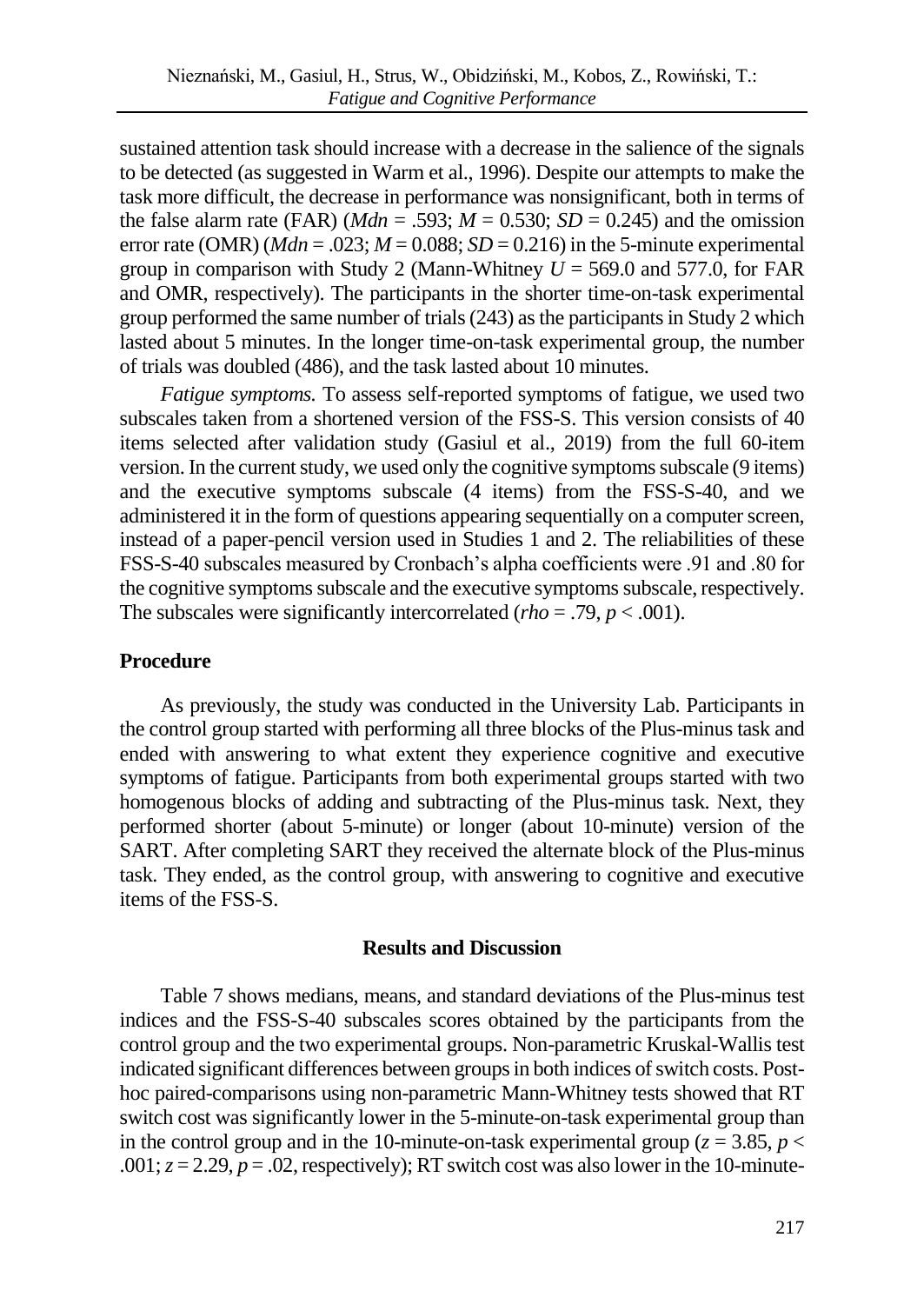sustained attention task should increase with a decrease in the salience of the signals to be detected (as suggested in Warm et al., 1996). Despite our attempts to make the task more difficult, the decrease in performance was nonsignificant, both in terms of the false alarm rate (FAR) ($Mdn$ = .593; $M$ = 0.530; $SD$ = 0.245) and the omission error rate (OMR) ($Mdn$ = .023; $M$ = 0.088; $SD$ = 0.216) in the 5-minute experimental group in comparison with Study 2 (Mann-Whitney $U$ = 569.0 and 577.0, for FAR and OMR, respectively). The participants in the shorter time-on-task experimental group performed the same number of trials (243) as the participants in Study 2 which lasted about 5 minutes. In the longer time-on-task experimental group, the number of trials was doubled (486), and the task lasted about 10 minutes.

*Fatigue symptoms.* To assess self-reported symptoms of fatigue, we used two subscales taken from a shortened version of the FSS-S. This version consists of 40 items selected after validation study (Gasiul et al., 2019) from the full 60-item version. In the current study, we used only the cognitive symptoms subscale (9 items) and the executive symptoms subscale (4 items) from the FSS-S-40, and we administered it in the form of questions appearing sequentially on a computer screen, instead of a paper-pencil version used in Studies 1 and 2. The reliabilities of these FSS-S-40 subscales measured by Cronbach's alpha coefficients were .91 and .80 for the cognitive symptoms subscale and the executive symptoms subscale, respectively. The subscales were significantly intercorrelated ($rho$ = .79, $p$ < .001).

## Procedure

As previously, the study was conducted in the University Lab. Participants in the control group started with performing all three blocks of the Plus-minus task and ended with answering to what extent they experience cognitive and executive symptoms of fatigue. Participants from both experimental groups started with two homogenous blocks of adding and subtracting of the Plus-minus task. Next, they performed shorter (about 5-minute) or longer (about 10-minute) version of the SART. After completing SART they received the alternate block of the Plus-minus task. They ended, as the control group, with answering to cognitive and executive items of the FSS-S.

## Results and Discussion

Table 7 shows medians, means, and standard deviations of the Plus-minus test indices and the FSS-S-40 subscales scores obtained by the participants from the control group and the two experimental groups. Non-parametric Kruskal-Wallis test indicated significant differences between groups in both indices of switch costs. Post-hoc paired-comparisons using non-parametric Mann-Whitney tests showed that RT switch cost was significantly lower in the 5-minute-on-task experimental group than in the control group and in the 10-minute-on-task experimental group ($z$ = 3.85, $p$ < .001; $z$ = 2.29, $p$ = .02, respectively); RT switch cost was also lower in the 10-minute-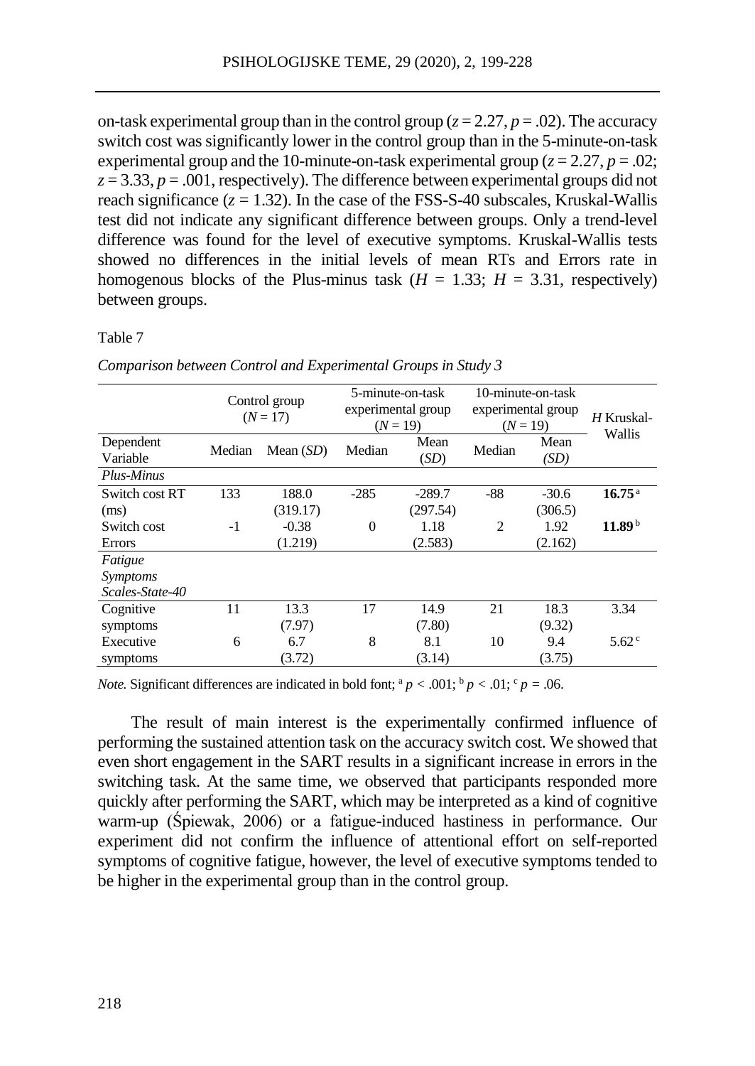on-task experimental group than in the control group ($z = 2.27$, $p = .02$). The accuracy switch cost was significantly lower in the control group than in the 5-minute-on-task experimental group and the 10-minute-on-task experimental group ($z = 2.27$, $p = .02$; $z = 3.33$, $p = .001$, respectively). The difference between experimental groups did not reach significance ($z = 1.32$). In the case of the FSS-S-40 subscales, Kruskal-Wallis test did not indicate any significant difference between groups. Only a trend-level difference was found for the level of executive symptoms. Kruskal-Wallis tests showed no differences in the initial levels of mean RTs and Errors rate in homogenous blocks of the Plus-minus task ($H = 1.33$; $H = 3.31$, respectively) between groups.

Table 7

*Comparison between Control and Experimental Groups in Study 3*

| | Control group ($N = 17$) | | 5-minute-on-task experimental group ($N = 19$) | | 10-minute-on-task experimental group ($N = 19$) | | *H* Kruskal-Wallis |
|---|---|---|---|---|---|---|---|
| Dependent Variable | Median | Mean (*SD*) | Median | Mean (*SD*) | Median | Mean (*SD*) | |
| *Plus-Minus* | | | | | | | |
| Switch cost RT (ms) | 133 | 188.0 (319.17) | -285 | -289.7 (297.54) | -88 | -30.6 (306.5) | **16.75** [a] |
| Switch cost Errors | -1 | -0.38 (1.219) | 0 | 1.18 (2.583) | 2 | 1.92 (2.162) | **11.89** [b] |
| *Fatigue Symptoms Scales-State-40* | | | | | | | |
| Cognitive symptoms | 11 | 13.3 (7.97) | 17 | 14.9 (7.80) | 21 | 18.3 (9.32) | 3.34 |
| Executive symptoms | 6 | 6.7 (3.72) | 8 | 8.1 (3.14) | 10 | 9.4 (3.75) | 5.62 [c] |

*Note.* Significant differences are indicated in bold font; [a] $p < .001$; [b] $p < .01$; [c] $p = .06$.

The result of main interest is the experimentally confirmed influence of performing the sustained attention task on the accuracy switch cost. We showed that even short engagement in the SART results in a significant increase in errors in the switching task. At the same time, we observed that participants responded more quickly after performing the SART, which may be interpreted as a kind of cognitive warm-up (Śpiewak, 2006) or a fatigue-induced hastiness in performance. Our experiment did not confirm the influence of attentional effort on self-reported symptoms of cognitive fatigue, however, the level of executive symptoms tended to be higher in the experimental group than in the control group.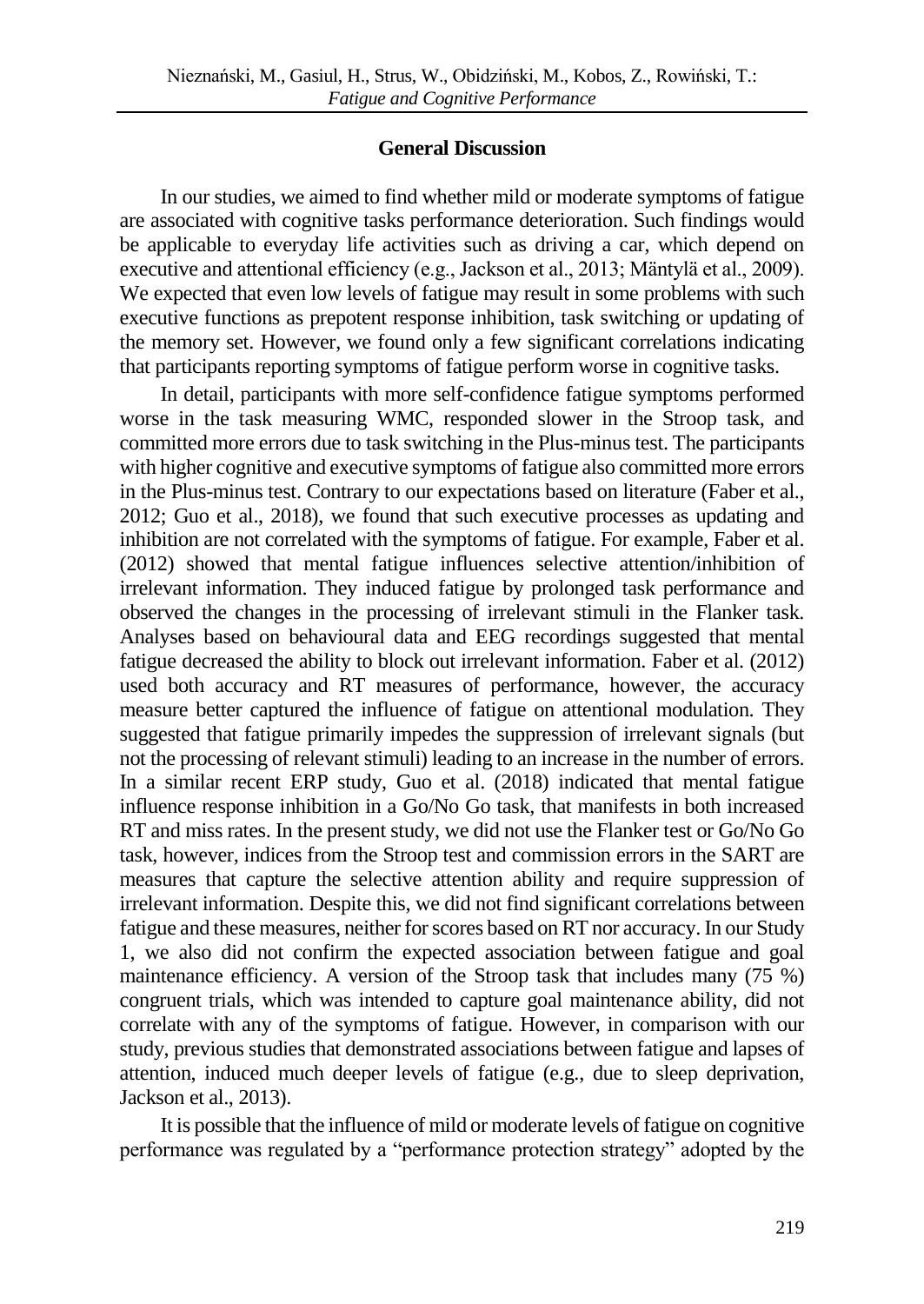## General Discussion

In our studies, we aimed to find whether mild or moderate symptoms of fatigue are associated with cognitive tasks performance deterioration. Such findings would be applicable to everyday life activities such as driving a car, which depend on executive and attentional efficiency (e.g., Jackson et al., 2013; Mäntylä et al., 2009). We expected that even low levels of fatigue may result in some problems with such executive functions as prepotent response inhibition, task switching or updating of the memory set. However, we found only a few significant correlations indicating that participants reporting symptoms of fatigue perform worse in cognitive tasks.

In detail, participants with more self-confidence fatigue symptoms performed worse in the task measuring WMC, responded slower in the Stroop task, and committed more errors due to task switching in the Plus-minus test. The participants with higher cognitive and executive symptoms of fatigue also committed more errors in the Plus-minus test. Contrary to our expectations based on literature (Faber et al., 2012; Guo et al., 2018), we found that such executive processes as updating and inhibition are not correlated with the symptoms of fatigue. For example, Faber et al. (2012) showed that mental fatigue influences selective attention/inhibition of irrelevant information. They induced fatigue by prolonged task performance and observed the changes in the processing of irrelevant stimuli in the Flanker task. Analyses based on behavioural data and EEG recordings suggested that mental fatigue decreased the ability to block out irrelevant information. Faber et al. (2012) used both accuracy and RT measures of performance, however, the accuracy measure better captured the influence of fatigue on attentional modulation. They suggested that fatigue primarily impedes the suppression of irrelevant signals (but not the processing of relevant stimuli) leading to an increase in the number of errors. In a similar recent ERP study, Guo et al. (2018) indicated that mental fatigue influence response inhibition in a Go/No Go task, that manifests in both increased RT and miss rates. In the present study, we did not use the Flanker test or Go/No Go task, however, indices from the Stroop test and commission errors in the SART are measures that capture the selective attention ability and require suppression of irrelevant information. Despite this, we did not find significant correlations between fatigue and these measures, neither for scores based on RT nor accuracy. In our Study 1, we also did not confirm the expected association between fatigue and goal maintenance efficiency. A version of the Stroop task that includes many (75 %) congruent trials, which was intended to capture goal maintenance ability, did not correlate with any of the symptoms of fatigue. However, in comparison with our study, previous studies that demonstrated associations between fatigue and lapses of attention, induced much deeper levels of fatigue (e.g., due to sleep deprivation, Jackson et al., 2013).

It is possible that the influence of mild or moderate levels of fatigue on cognitive performance was regulated by a "performance protection strategy" adopted by the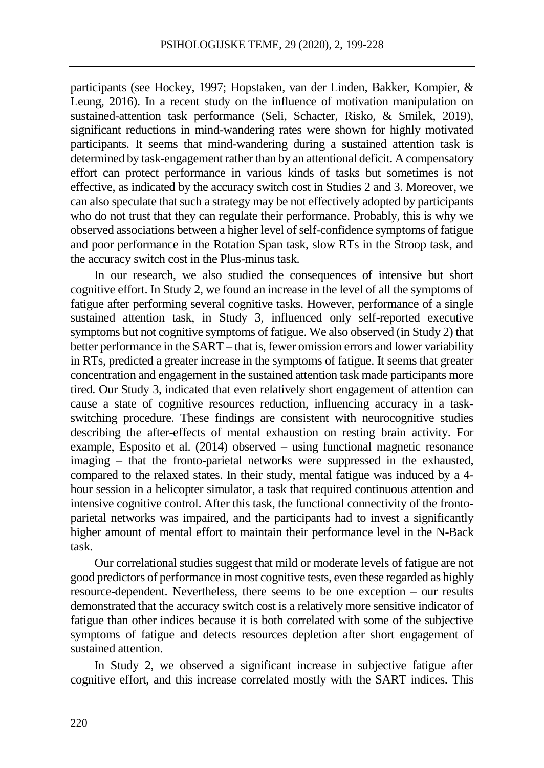participants (see Hockey, 1997; Hopstaken, van der Linden, Bakker, Kompier, & Leung, 2016). In a recent study on the influence of motivation manipulation on sustained-attention task performance (Seli, Schacter, Risko, & Smilek, 2019), significant reductions in mind-wandering rates were shown for highly motivated participants. It seems that mind-wandering during a sustained attention task is determined by task-engagement rather than by an attentional deficit. A compensatory effort can protect performance in various kinds of tasks but sometimes is not effective, as indicated by the accuracy switch cost in Studies 2 and 3. Moreover, we can also speculate that such a strategy may be not effectively adopted by participants who do not trust that they can regulate their performance. Probably, this is why we observed associations between a higher level of self-confidence symptoms of fatigue and poor performance in the Rotation Span task, slow RTs in the Stroop task, and the accuracy switch cost in the Plus-minus task.

In our research, we also studied the consequences of intensive but short cognitive effort. In Study 2, we found an increase in the level of all the symptoms of fatigue after performing several cognitive tasks. However, performance of a single sustained attention task, in Study 3, influenced only self-reported executive symptoms but not cognitive symptoms of fatigue. We also observed (in Study 2) that better performance in the SART – that is, fewer omission errors and lower variability in RTs, predicted a greater increase in the symptoms of fatigue. It seems that greater concentration and engagement in the sustained attention task made participants more tired. Our Study 3, indicated that even relatively short engagement of attention can cause a state of cognitive resources reduction, influencing accuracy in a task-switching procedure. These findings are consistent with neurocognitive studies describing the after-effects of mental exhaustion on resting brain activity. For example, Esposito et al. (2014) observed – using functional magnetic resonance imaging – that the fronto-parietal networks were suppressed in the exhausted, compared to the relaxed states. In their study, mental fatigue was induced by a 4-hour session in a helicopter simulator, a task that required continuous attention and intensive cognitive control. After this task, the functional connectivity of the fronto-parietal networks was impaired, and the participants had to invest a significantly higher amount of mental effort to maintain their performance level in the N-Back task.

Our correlational studies suggest that mild or moderate levels of fatigue are not good predictors of performance in most cognitive tests, even these regarded as highly resource-dependent. Nevertheless, there seems to be one exception – our results demonstrated that the accuracy switch cost is a relatively more sensitive indicator of fatigue than other indices because it is both correlated with some of the subjective symptoms of fatigue and detects resources depletion after short engagement of sustained attention.

In Study 2, we observed a significant increase in subjective fatigue after cognitive effort, and this increase correlated mostly with the SART indices. This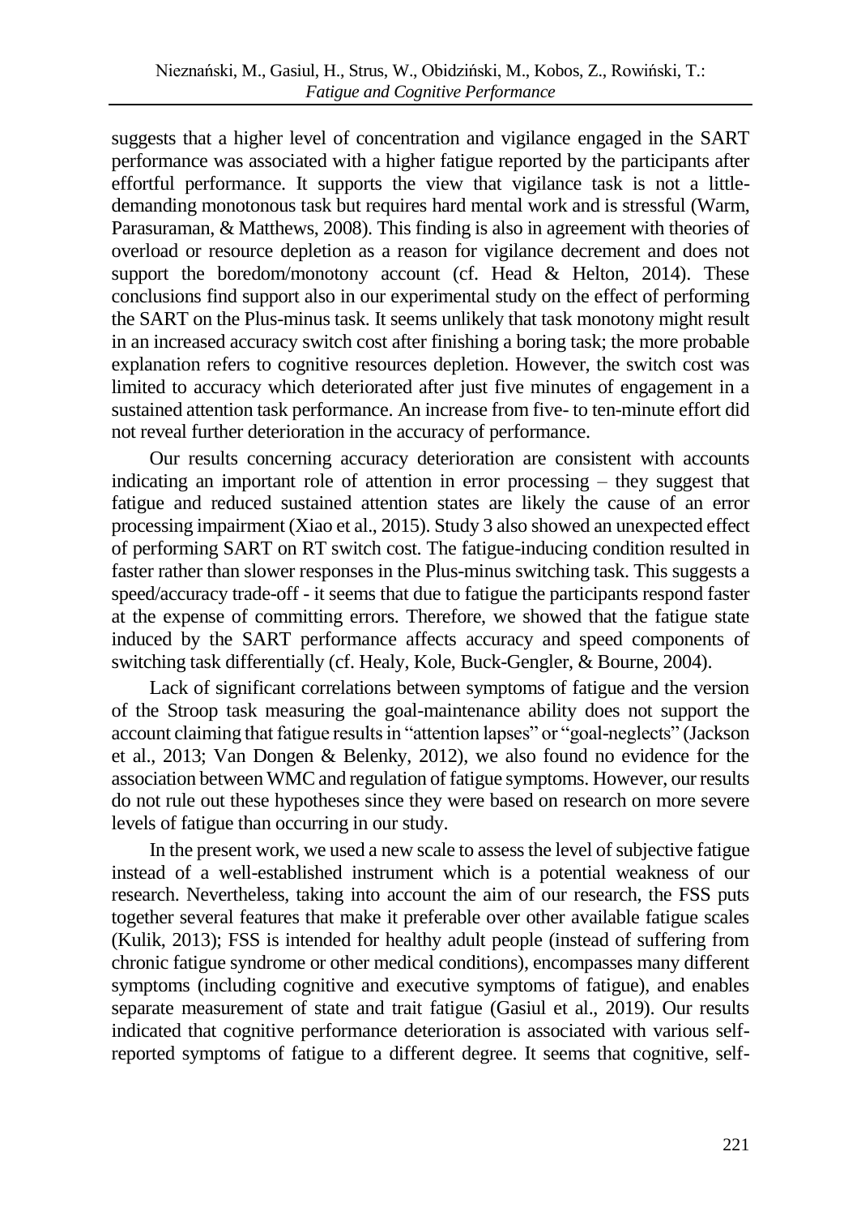suggests that a higher level of concentration and vigilance engaged in the SART performance was associated with a higher fatigue reported by the participants after effortful performance. It supports the view that vigilance task is not a little-demanding monotonous task but requires hard mental work and is stressful (Warm, Parasuraman, & Matthews, 2008). This finding is also in agreement with theories of overload or resource depletion as a reason for vigilance decrement and does not support the boredom/monotony account (cf. Head & Helton, 2014). These conclusions find support also in our experimental study on the effect of performing the SART on the Plus-minus task. It seems unlikely that task monotony might result in an increased accuracy switch cost after finishing a boring task; the more probable explanation refers to cognitive resources depletion. However, the switch cost was limited to accuracy which deteriorated after just five minutes of engagement in a sustained attention task performance. An increase from five- to ten-minute effort did not reveal further deterioration in the accuracy of performance.

Our results concerning accuracy deterioration are consistent with accounts indicating an important role of attention in error processing – they suggest that fatigue and reduced sustained attention states are likely the cause of an error processing impairment (Xiao et al., 2015). Study 3 also showed an unexpected effect of performing SART on RT switch cost. The fatigue-inducing condition resulted in faster rather than slower responses in the Plus-minus switching task. This suggests a speed/accuracy trade-off - it seems that due to fatigue the participants respond faster at the expense of committing errors. Therefore, we showed that the fatigue state induced by the SART performance affects accuracy and speed components of switching task differentially (cf. Healy, Kole, Buck-Gengler, & Bourne, 2004).

Lack of significant correlations between symptoms of fatigue and the version of the Stroop task measuring the goal-maintenance ability does not support the account claiming that fatigue results in "attention lapses" or "goal-neglects" (Jackson et al., 2013; Van Dongen & Belenky, 2012), we also found no evidence for the association between WMC and regulation of fatigue symptoms. However, our results do not rule out these hypotheses since they were based on research on more severe levels of fatigue than occurring in our study.

In the present work, we used a new scale to assess the level of subjective fatigue instead of a well-established instrument which is a potential weakness of our research. Nevertheless, taking into account the aim of our research, the FSS puts together several features that make it preferable over other available fatigue scales (Kulik, 2013); FSS is intended for healthy adult people (instead of suffering from chronic fatigue syndrome or other medical conditions), encompasses many different symptoms (including cognitive and executive symptoms of fatigue), and enables separate measurement of state and trait fatigue (Gasiul et al., 2019). Our results indicated that cognitive performance deterioration is associated with various self-reported symptoms of fatigue to a different degree. It seems that cognitive, self-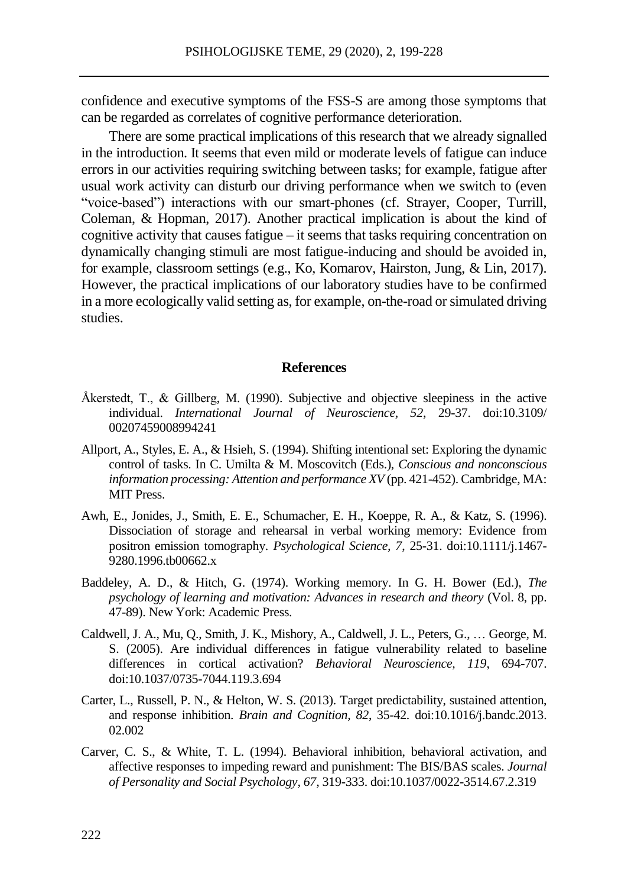confidence and executive symptoms of the FSS-S are among those symptoms that can be regarded as correlates of cognitive performance deterioration.

There are some practical implications of this research that we already signalled in the introduction. It seems that even mild or moderate levels of fatigue can induce errors in our activities requiring switching between tasks; for example, fatigue after usual work activity can disturb our driving performance when we switch to (even "voice-based") interactions with our smart-phones (cf. Strayer, Cooper, Turrill, Coleman, & Hopman, 2017). Another practical implication is about the kind of cognitive activity that causes fatigue – it seems that tasks requiring concentration on dynamically changing stimuli are most fatigue-inducing and should be avoided in, for example, classroom settings (e.g., Ko, Komarov, Hairston, Jung, & Lin, 2017). However, the practical implications of our laboratory studies have to be confirmed in a more ecologically valid setting as, for example, on-the-road or simulated driving studies.

## References

Åkerstedt, T., & Gillberg, M. (1990). Subjective and objective sleepiness in the active individual. *International Journal of Neuroscience, 52*, 29-37. doi:10.3109/00207459008994241

Allport, A., Styles, E. A., & Hsieh, S. (1994). Shifting intentional set: Exploring the dynamic control of tasks. In C. Umilta & M. Moscovitch (Eds.), *Conscious and nonconscious information processing: Attention and performance XV* (pp. 421-452). Cambridge, MA: MIT Press.

Awh, E., Jonides, J., Smith, E. E., Schumacher, E. H., Koeppe, R. A., & Katz, S. (1996). Dissociation of storage and rehearsal in verbal working memory: Evidence from positron emission tomography. *Psychological Science, 7*, 25-31. doi:10.1111/j.1467-9280.1996.tb00662.x

Baddeley, A. D., & Hitch, G. (1974). Working memory. In G. H. Bower (Ed.), *The psychology of learning and motivation: Advances in research and theory* (Vol. 8, pp. 47-89). New York: Academic Press.

Caldwell, J. A., Mu, Q., Smith, J. K., Mishory, A., Caldwell, J. L., Peters, G., … George, M. S. (2005). Are individual differences in fatigue vulnerability related to baseline differences in cortical activation? *Behavioral Neuroscience, 119*, 694-707. doi:10.1037/0735-7044.119.3.694

Carter, L., Russell, P. N., & Helton, W. S. (2013). Target predictability, sustained attention, and response inhibition. *Brain and Cognition, 82*, 35-42. doi:10.1016/j.bandc.2013.02.002

Carver, C. S., & White, T. L. (1994). Behavioral inhibition, behavioral activation, and affective responses to impeding reward and punishment: The BIS/BAS scales. *Journal of Personality and Social Psychology, 67*, 319-333. doi:10.1037/0022-3514.67.2.319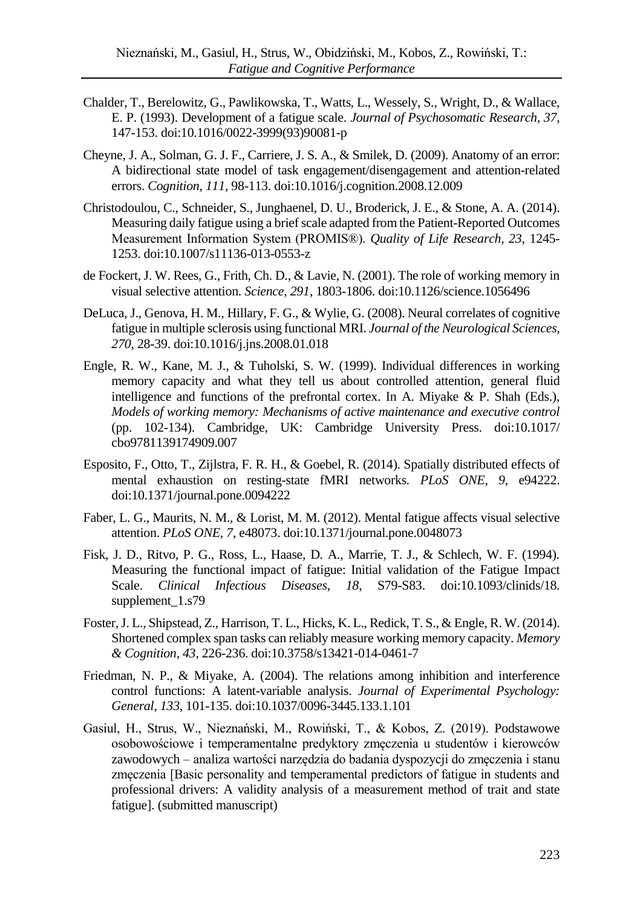Chalder, T., Berelowitz, G., Pawlikowska, T., Watts, L., Wessely, S., Wright, D., & Wallace, E. P. (1993). Development of a fatigue scale. *Journal of Psychosomatic Research, 37*, 147-153. doi:10.1016/0022-3999(93)90081-p

Cheyne, J. A., Solman, G. J. F., Carriere, J. S. A., & Smilek, D. (2009). Anatomy of an error: A bidirectional state model of task engagement/disengagement and attention-related errors. *Cognition, 111*, 98-113. doi:10.1016/j.cognition.2008.12.009

Christodoulou, C., Schneider, S., Junghaenel, D. U., Broderick, J. E., & Stone, A. A. (2014). Measuring daily fatigue using a brief scale adapted from the Patient-Reported Outcomes Measurement Information System (PROMIS®). *Quality of Life Research, 23*, 1245-1253. doi:10.1007/s11136-013-0553-z

de Fockert, J. W. Rees, G., Frith, Ch. D., & Lavie, N. (2001). The role of working memory in visual selective attention. *Science, 291*, 1803-1806. doi:10.1126/science.1056496

DeLuca, J., Genova, H. M., Hillary, F. G., & Wylie, G. (2008). Neural correlates of cognitive fatigue in multiple sclerosis using functional MRI. *Journal of the Neurological Sciences, 270*, 28-39. doi:10.1016/j.jns.2008.01.018

Engle, R. W., Kane, M. J., & Tuholski, S. W. (1999). Individual differences in working memory capacity and what they tell us about controlled attention, general fluid intelligence and functions of the prefrontal cortex. In A. Miyake & P. Shah (Eds.), *Models of working memory: Mechanisms of active maintenance and executive control* (pp. 102-134). Cambridge, UK: Cambridge University Press. doi:10.1017/cbo9781139174909.007

Esposito, F., Otto, T., Zijlstra, F. R. H., & Goebel, R. (2014). Spatially distributed effects of mental exhaustion on resting-state fMRI networks. *PLoS ONE, 9*, e94222. doi:10.1371/journal.pone.0094222

Faber, L. G., Maurits, N. M., & Lorist, M. M. (2012). Mental fatigue affects visual selective attention. *PLoS ONE, 7*, e48073. doi:10.1371/journal.pone.0048073

Fisk, J. D., Ritvo, P. G., Ross, L., Haase, D. A., Marrie, T. J., & Schlech, W. F. (1994). Measuring the functional impact of fatigue: Initial validation of the Fatigue Impact Scale. *Clinical Infectious Diseases, 18*, S79-S83. doi:10.1093/clinids/18.supplement_1.s79

Foster, J. L., Shipstead, Z., Harrison, T. L., Hicks, K. L., Redick, T. S., & Engle, R. W. (2014). Shortened complex span tasks can reliably measure working memory capacity. *Memory & Cognition, 43*, 226-236. doi:10.3758/s13421-014-0461-7

Friedman, N. P., & Miyake, A. (2004). The relations among inhibition and interference control functions: A latent-variable analysis. *Journal of Experimental Psychology: General, 133*, 101-135. doi:10.1037/0096-3445.133.1.101

Gasiul, H., Strus, W., Nieznański, M., Rowiński, T., & Kobos, Z. (2019). Podstawowe osobowościowe i temperamentalne predyktory zmęczenia u studentów i kierowców zawodowych – analiza wartości narzędzia do badania dyspozycji do zmęczenia i stanu zmęczenia [Basic personality and temperamental predictors of fatigue in students and professional drivers: A validity analysis of a measurement method of trait and state fatigue]. (submitted manuscript)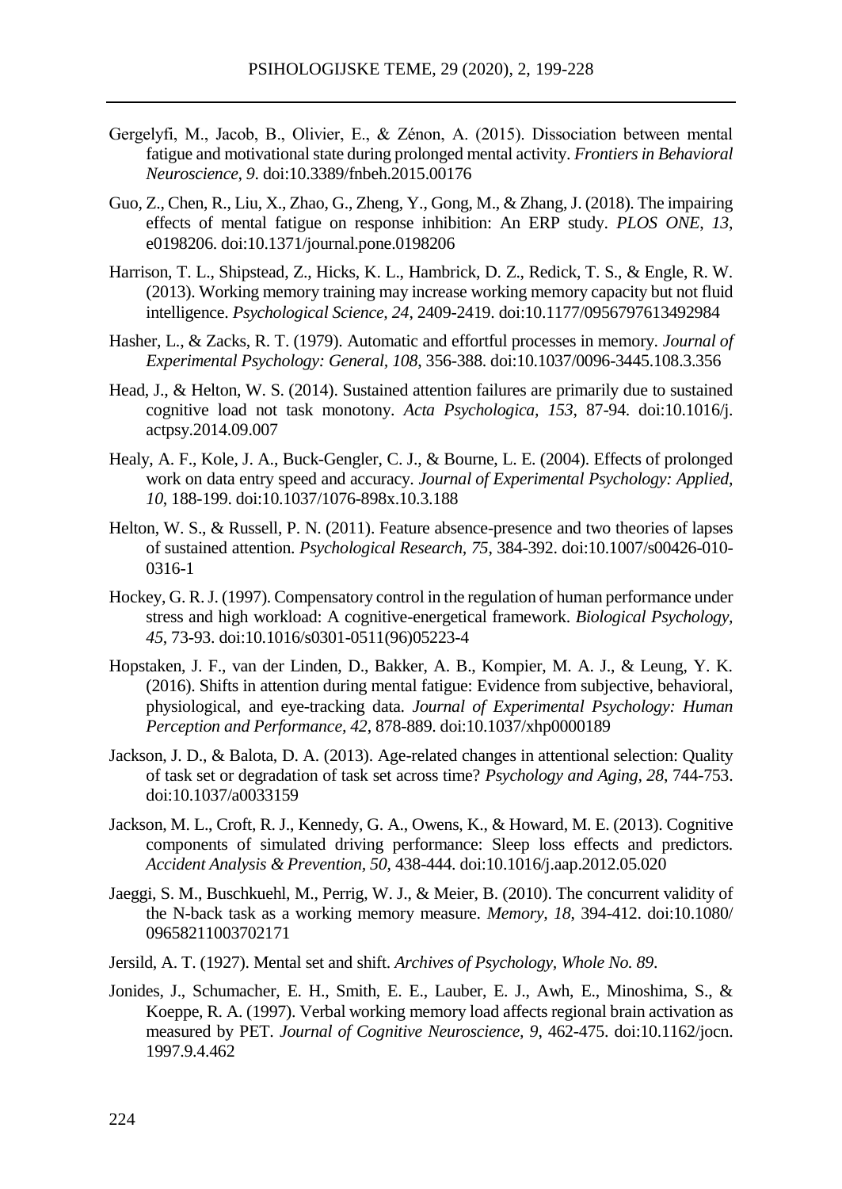Gergelyfi, M., Jacob, B., Olivier, E., & Zénon, A. (2015). Dissociation between mental fatigue and motivational state during prolonged mental activity. *Frontiers in Behavioral Neuroscience, 9*. doi:10.3389/fnbeh.2015.00176

Guo, Z., Chen, R., Liu, X., Zhao, G., Zheng, Y., Gong, M., & Zhang, J. (2018). The impairing effects of mental fatigue on response inhibition: An ERP study. *PLOS ONE*, *13*, e0198206. doi:10.1371/journal.pone.0198206

Harrison, T. L., Shipstead, Z., Hicks, K. L., Hambrick, D. Z., Redick, T. S., & Engle, R. W. (2013). Working memory training may increase working memory capacity but not fluid intelligence. *Psychological Science, 24*, 2409-2419. doi:10.1177/0956797613492984

Hasher, L., & Zacks, R. T. (1979). Automatic and effortful processes in memory. *Journal of Experimental Psychology: General*, *108*, 356-388. doi:10.1037/0096-3445.108.3.356

Head, J., & Helton, W. S. (2014). Sustained attention failures are primarily due to sustained cognitive load not task monotony. *Acta Psychologica, 153*, 87-94. doi:10.1016/j.actpsy.2014.09.007

Healy, A. F., Kole, J. A., Buck-Gengler, C. J., & Bourne, L. E. (2004). Effects of prolonged work on data entry speed and accuracy. *Journal of Experimental Psychology: Applied*, *10*, 188-199. doi:10.1037/1076-898x.10.3.188

Helton, W. S., & Russell, P. N. (2011). Feature absence-presence and two theories of lapses of sustained attention. *Psychological Research*, *75*, 384-392. doi:10.1007/s00426-010-0316-1

Hockey, G. R. J. (1997). Compensatory control in the regulation of human performance under stress and high workload: A cognitive-energetical framework. *Biological Psychology*, *45*, 73-93. doi:10.1016/s0301-0511(96)05223-4

Hopstaken, J. F., van der Linden, D., Bakker, A. B., Kompier, M. A. J., & Leung, Y. K. (2016). Shifts in attention during mental fatigue: Evidence from subjective, behavioral, physiological, and eye-tracking data. *Journal of Experimental Psychology: Human Perception and Performance*, *42*, 878-889. doi:10.1037/xhp0000189

Jackson, J. D., & Balota, D. A. (2013). Age-related changes in attentional selection: Quality of task set or degradation of task set across time? *Psychology and Aging*, *28*, 744-753. doi:10.1037/a0033159

Jackson, M. L., Croft, R. J., Kennedy, G. A., Owens, K., & Howard, M. E. (2013). Cognitive components of simulated driving performance: Sleep loss effects and predictors. *Accident Analysis & Prevention*, *50*, 438-444. doi:10.1016/j.aap.2012.05.020

Jaeggi, S. M., Buschkuehl, M., Perrig, W. J., & Meier, B. (2010). The concurrent validity of the N-back task as a working memory measure. *Memory*, *18*, 394-412. doi:10.1080/09658211003702171

Jersild, A. T. (1927). Mental set and shift. *Archives of Psychology, Whole No. 89*.

Jonides, J., Schumacher, E. H., Smith, E. E., Lauber, E. J., Awh, E., Minoshima, S., & Koeppe, R. A. (1997). Verbal working memory load affects regional brain activation as measured by PET. *Journal of Cognitive Neuroscience, 9*, 462-475. doi:10.1162/jocn.1997.9.4.462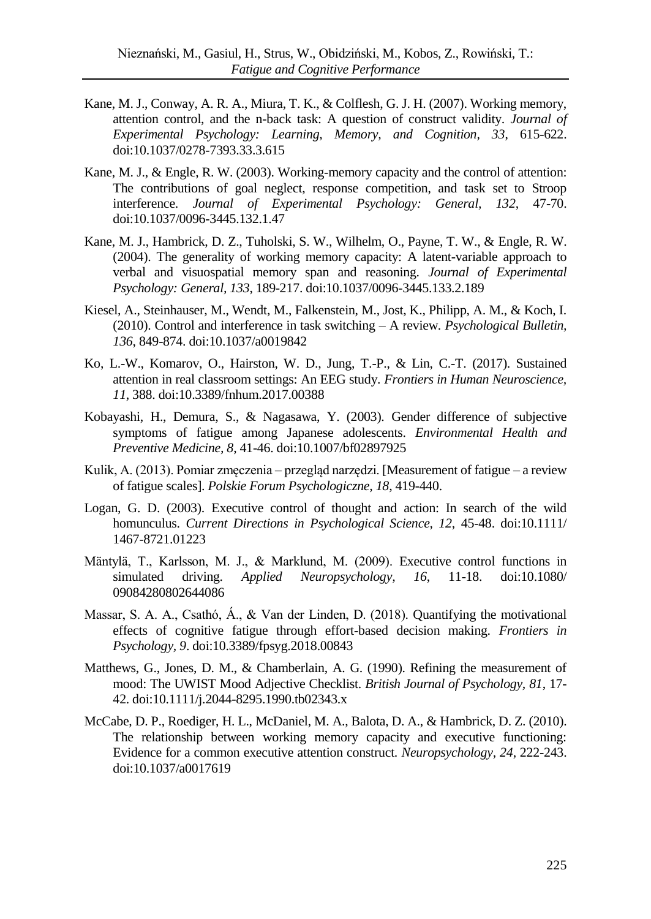Kane, M. J., Conway, A. R. A., Miura, T. K., & Colflesh, G. J. H. (2007). Working memory, attention control, and the n-back task: A question of construct validity. *Journal of Experimental Psychology: Learning, Memory, and Cognition*, *33*, 615-622. doi:10.1037/0278-7393.33.3.615

Kane, M. J., & Engle, R. W. (2003). Working-memory capacity and the control of attention: The contributions of goal neglect, response competition, and task set to Stroop interference. *Journal of Experimental Psychology: General*, *132*, 47-70. doi:10.1037/0096-3445.132.1.47

Kane, M. J., Hambrick, D. Z., Tuholski, S. W., Wilhelm, O., Payne, T. W., & Engle, R. W. (2004). The generality of working memory capacity: A latent-variable approach to verbal and visuospatial memory span and reasoning. *Journal of Experimental Psychology: General, 133*, 189-217. doi:10.1037/0096-3445.133.2.189

Kiesel, A., Steinhauser, M., Wendt, M., Falkenstein, M., Jost, K., Philipp, A. M., & Koch, I. (2010). Control and interference in task switching – A review. *Psychological Bulletin, 136*, 849-874. doi:10.1037/a0019842

Ko, L.-W., Komarov, O., Hairston, W. D., Jung, T.-P., & Lin, C.-T. (2017). Sustained attention in real classroom settings: An EEG study. *Frontiers in Human Neuroscience, 11*, 388. doi:10.3389/fnhum.2017.00388

Kobayashi, H., Demura, S., & Nagasawa, Y. (2003). Gender difference of subjective symptoms of fatigue among Japanese adolescents. *Environmental Health and Preventive Medicine, 8*, 41-46. doi:10.1007/bf02897925

Kulik, A. (2013). Pomiar zmęczenia – przegląd narzędzi. [Measurement of fatigue – a review of fatigue scales]. *Polskie Forum Psychologiczne, 18*, 419-440.

Logan, G. D. (2003). Executive control of thought and action: In search of the wild homunculus. *Current Directions in Psychological Science, 12*, 45-48. doi:10.1111/1467-8721.01223

Mäntylä, T., Karlsson, M. J., & Marklund, M. (2009). Executive control functions in simulated driving. *Applied Neuropsychology, 16*, 11-18. doi:10.1080/09084280802644086

Massar, S. A. A., Csathó, Á., & Van der Linden, D. (2018). Quantifying the motivational effects of cognitive fatigue through effort-based decision making. *Frontiers in Psychology*, *9*. doi:10.3389/fpsyg.2018.00843

Matthews, G., Jones, D. M., & Chamberlain, A. G. (1990). Refining the measurement of mood: The UWIST Mood Adjective Checklist. *British Journal of Psychology, 81*, 17-42. doi:10.1111/j.2044-8295.1990.tb02343.x

McCabe, D. P., Roediger, H. L., McDaniel, M. A., Balota, D. A., & Hambrick, D. Z. (2010). The relationship between working memory capacity and executive functioning: Evidence for a common executive attention construct. *Neuropsychology*, *24*, 222-243. doi:10.1037/a0017619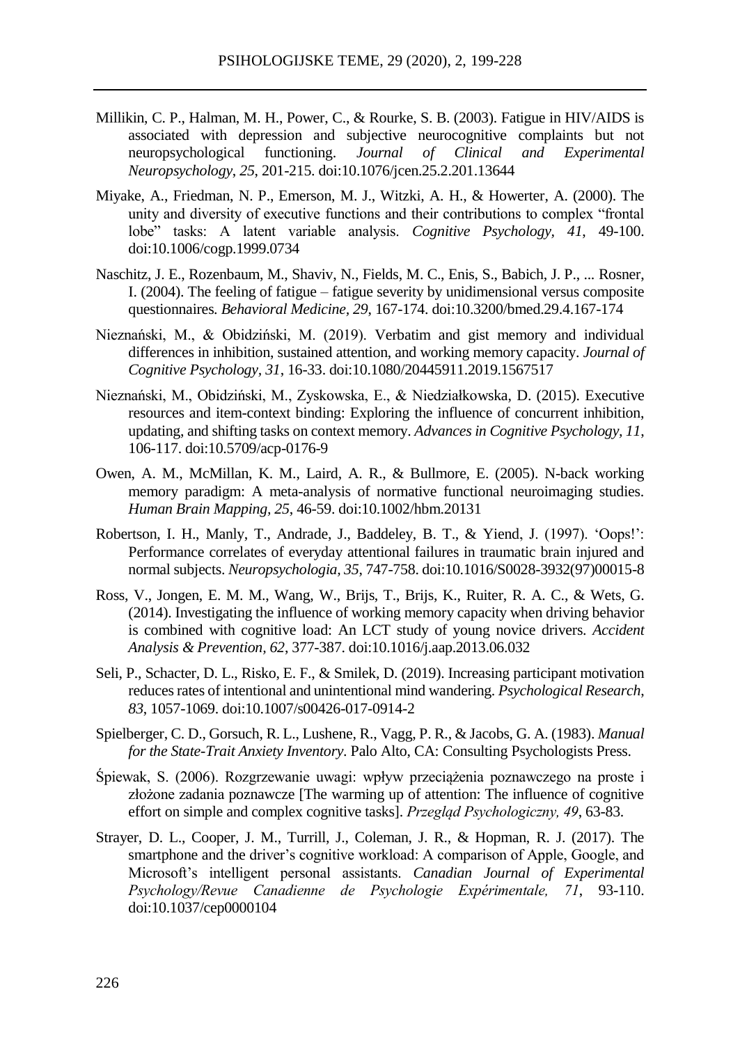Millikin, C. P., Halman, M. H., Power, C., & Rourke, S. B. (2003). Fatigue in HIV/AIDS is associated with depression and subjective neurocognitive complaints but not neuropsychological functioning. *Journal of Clinical and Experimental Neuropsychology, 25*, 201-215. doi:10.1076/jcen.25.2.201.13644

Miyake, A., Friedman, N. P., Emerson, M. J., Witzki, A. H., & Howerter, A. (2000). The unity and diversity of executive functions and their contributions to complex "frontal lobe" tasks: A latent variable analysis. *Cognitive Psychology, 41*, 49-100. doi:10.1006/cogp.1999.0734

Naschitz, J. E., Rozenbaum, M., Shaviv, N., Fields, M. C., Enis, S., Babich, J. P., ... Rosner, I. (2004). The feeling of fatigue – fatigue severity by unidimensional versus composite questionnaires. *Behavioral Medicine, 29*, 167-174. doi:10.3200/bmed.29.4.167-174

Nieznański, M., & Obidziński, M. (2019). Verbatim and gist memory and individual differences in inhibition, sustained attention, and working memory capacity. *Journal of Cognitive Psychology, 31*, 16-33. doi:10.1080/20445911.2019.1567517

Nieznański, M., Obidziński, M., Zyskowska, E., & Niedziałkowska, D. (2015). Executive resources and item-context binding: Exploring the influence of concurrent inhibition, updating, and shifting tasks on context memory. *Advances in Cognitive Psychology, 11*, 106-117. doi:10.5709/acp-0176-9

Owen, A. M., McMillan, K. M., Laird, A. R., & Bullmore, E. (2005). N-back working memory paradigm: A meta-analysis of normative functional neuroimaging studies. *Human Brain Mapping, 25*, 46-59. doi:10.1002/hbm.20131

Robertson, I. H., Manly, T., Andrade, J., Baddeley, B. T., & Yiend, J. (1997). 'Oops!': Performance correlates of everyday attentional failures in traumatic brain injured and normal subjects. *Neuropsychologia, 35*, 747-758. doi:10.1016/S0028-3932(97)00015-8

Ross, V., Jongen, E. M. M., Wang, W., Brijs, T., Brijs, K., Ruiter, R. A. C., & Wets, G. (2014). Investigating the influence of working memory capacity when driving behavior is combined with cognitive load: An LCT study of young novice drivers. *Accident Analysis & Prevention, 62*, 377-387. doi:10.1016/j.aap.2013.06.032

Seli, P., Schacter, D. L., Risko, E. F., & Smilek, D. (2019). Increasing participant motivation reduces rates of intentional and unintentional mind wandering. *Psychological Research, 83*, 1057-1069. doi:10.1007/s00426-017-0914-2

Spielberger, C. D., Gorsuch, R. L., Lushene, R., Vagg, P. R., & Jacobs, G. A. (1983). *Manual for the State-Trait Anxiety Inventory*. Palo Alto, CA: Consulting Psychologists Press.

Śpiewak, S. (2006). Rozgrzewanie uwagi: wpływ przeciążenia poznawczego na proste i złożone zadania poznawcze [The warming up of attention: The influence of cognitive effort on simple and complex cognitive tasks]. *Przegląd Psychologiczny, 49*, 63-83.

Strayer, D. L., Cooper, J. M., Turrill, J., Coleman, J. R., & Hopman, R. J. (2017). The smartphone and the driver's cognitive workload: A comparison of Apple, Google, and Microsoft's intelligent personal assistants. *Canadian Journal of Experimental Psychology/Revue Canadienne de Psychologie Expérimentale, 71*, 93-110. doi:10.1037/cep0000104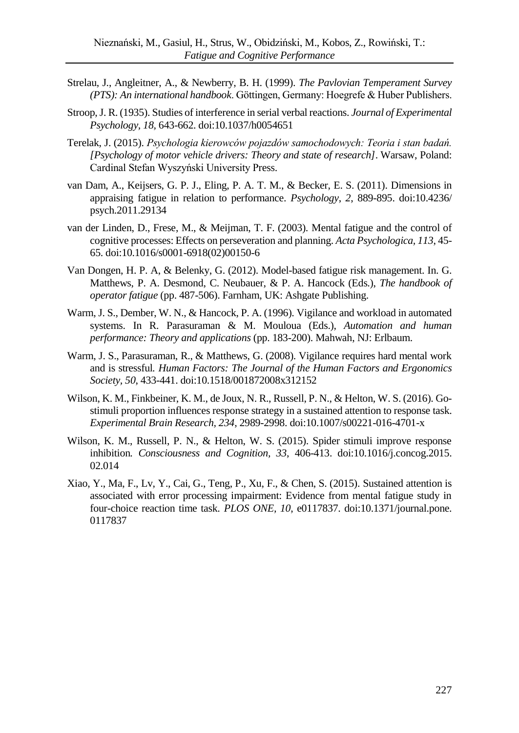Strelau, J., Angleitner, A., & Newberry, B. H. (1999). *The Pavlovian Temperament Survey (PTS): An international handbook*. Göttingen, Germany: Hoegrefe & Huber Publishers.

Stroop, J. R. (1935). Studies of interference in serial verbal reactions. *Journal of Experimental Psychology*, *18*, 643-662. doi:10.1037/h0054651

Terelak, J. (2015). *Psychologia kierowców pojazdów samochodowych: Teoria i stan badań. [Psychology of motor vehicle drivers: Theory and state of research]*. Warsaw, Poland: Cardinal Stefan Wyszyński University Press.

van Dam, A., Keijsers, G. P. J., Eling, P. A. T. M., & Becker, E. S. (2011). Dimensions in appraising fatigue in relation to performance. *Psychology*, *2*, 889-895. doi:10.4236/psych.2011.29134

van der Linden, D., Frese, M., & Meijman, T. F. (2003). Mental fatigue and the control of cognitive processes: Effects on perseveration and planning. *Acta Psychologica*, *113*, 45-65. doi:10.1016/s0001-6918(02)00150-6

Van Dongen, H. P. A, & Belenky, G. (2012). Model-based fatigue risk management. In. G. Matthews, P. A. Desmond, C. Neubauer, & P. A. Hancock (Eds.), *The handbook of operator fatigue* (pp. 487-506). Farnham, UK: Ashgate Publishing.

Warm, J. S., Dember, W. N., & Hancock, P. A. (1996). Vigilance and workload in automated systems. In R. Parasuraman & M. Mouloua (Eds.), *Automation and human performance: Theory and applications* (pp. 183-200). Mahwah, NJ: Erlbaum.

Warm, J. S., Parasuraman, R., & Matthews, G. (2008). Vigilance requires hard mental work and is stressful*. Human Factors: The Journal of the Human Factors and Ergonomics Society*, *50*, 433-441. doi:10.1518/001872008x312152

Wilson, K. M., Finkbeiner, K. M., de Joux, N. R., Russell, P. N., & Helton, W. S. (2016). Go-stimuli proportion influences response strategy in a sustained attention to response task. *Experimental Brain Research*, *234*, 2989-2998. doi:10.1007/s00221-016-4701-x

Wilson, K. M., Russell, P. N., & Helton, W. S. (2015). Spider stimuli improve response inhibition*. Consciousness and Cognition*, *33*, 406-413. doi:10.1016/j.concog.2015.02.014

Xiao, Y., Ma, F., Lv, Y., Cai, G., Teng, P., Xu, F., & Chen, S. (2015). Sustained attention is associated with error processing impairment: Evidence from mental fatigue study in four-choice reaction time task. *PLOS ONE*, *10*, e0117837. doi:10.1371/journal.pone.0117837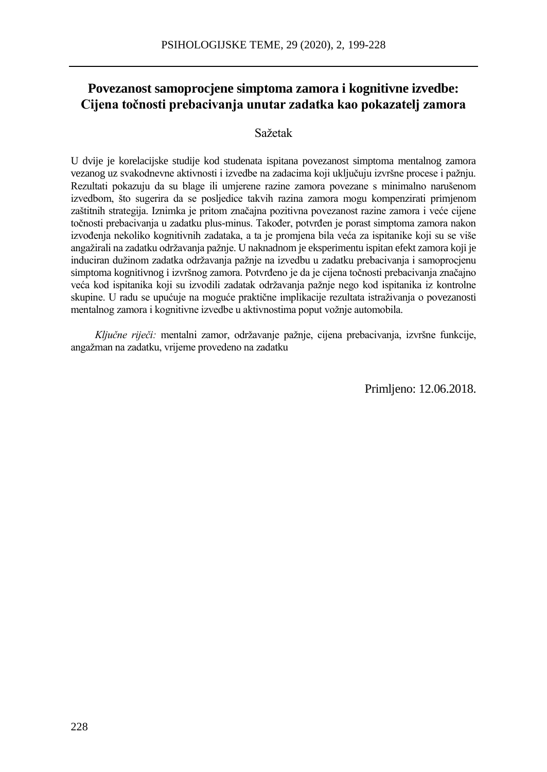# Povezanost samoprocjene simptoma zamora i kognitivne izvedbe: Cijena točnosti prebacivanja unutar zadatka kao pokazatelj zamora

## Sažetak

U dvije je korelacijske studije kod studenata ispitana povezanost simptoma mentalnog zamora vezanog uz svakodnevne aktivnosti i izvedbe na zadacima koji uključuju izvršne procese i pažnju. Rezultati pokazuju da su blage ili umjerene razine zamora povezane s minimalno narušenom izvedbom, što sugerira da se posljedice takvih razina zamora mogu kompenzirati primjenom zaštitnih strategija. Iznimka je pritom značajna pozitivna povezanost razine zamora i veće cijene točnosti prebacivanja u zadatku plus-minus. Također, potvrđen je porast simptoma zamora nakon izvođenja nekoliko kognitivnih zadataka, a ta je promjena bila veća za ispitanike koji su se više angažirali na zadatku održavanja pažnje. U naknadnom je eksperimentu ispitan efekt zamora koji je induciran dužinom zadatka održavanja pažnje na izvedbu u zadatku prebacivanja i samoprocjenu simptoma kognitivnog i izvršnog zamora. Potvrđeno je da je cijena točnosti prebacivanja značajno veća kod ispitanika koji su izvodili zadatak održavanja pažnje nego kod ispitanika iz kontrolne skupine. U radu se upućuje na moguće praktične implikacije rezultata istraživanja o povezanosti mentalnog zamora i kognitivne izvedbe u aktivnostima poput vožnje automobila.

*Ključne riječi:* mentalni zamor, održavanje pažnje, cijena prebacivanja, izvršne funkcije, angažman na zadatku, vrijeme provedeno na zadatku

Primljeno: 12.06.2018.